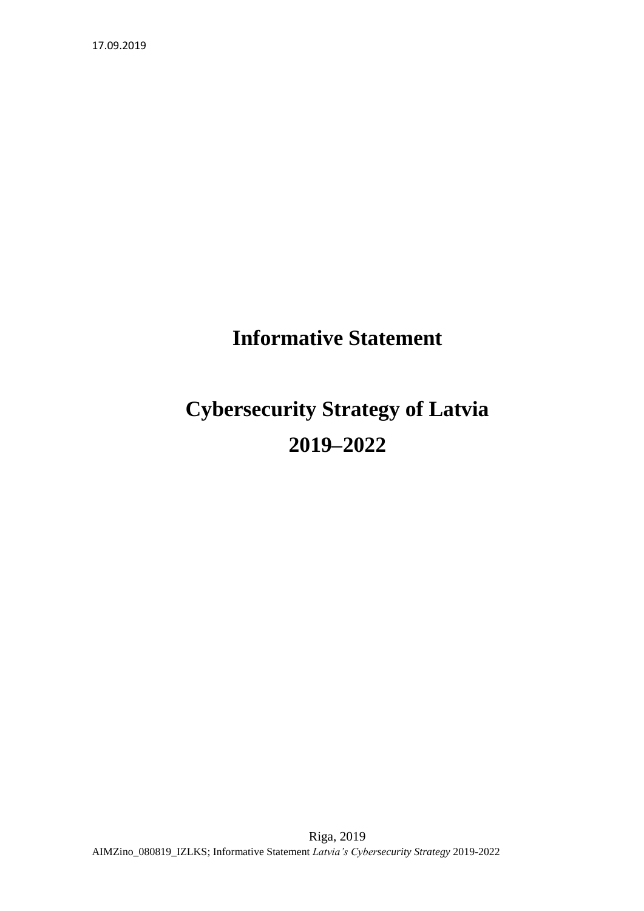17.09.2019

# Informative Statement

# Cybersecurity Strategy of Latvia
# 2019–2022

Riga, 2019

AIMZino_080819_IZLKS; Informative Statement *Latvia's Cybersecurity Strategy* 2019-2022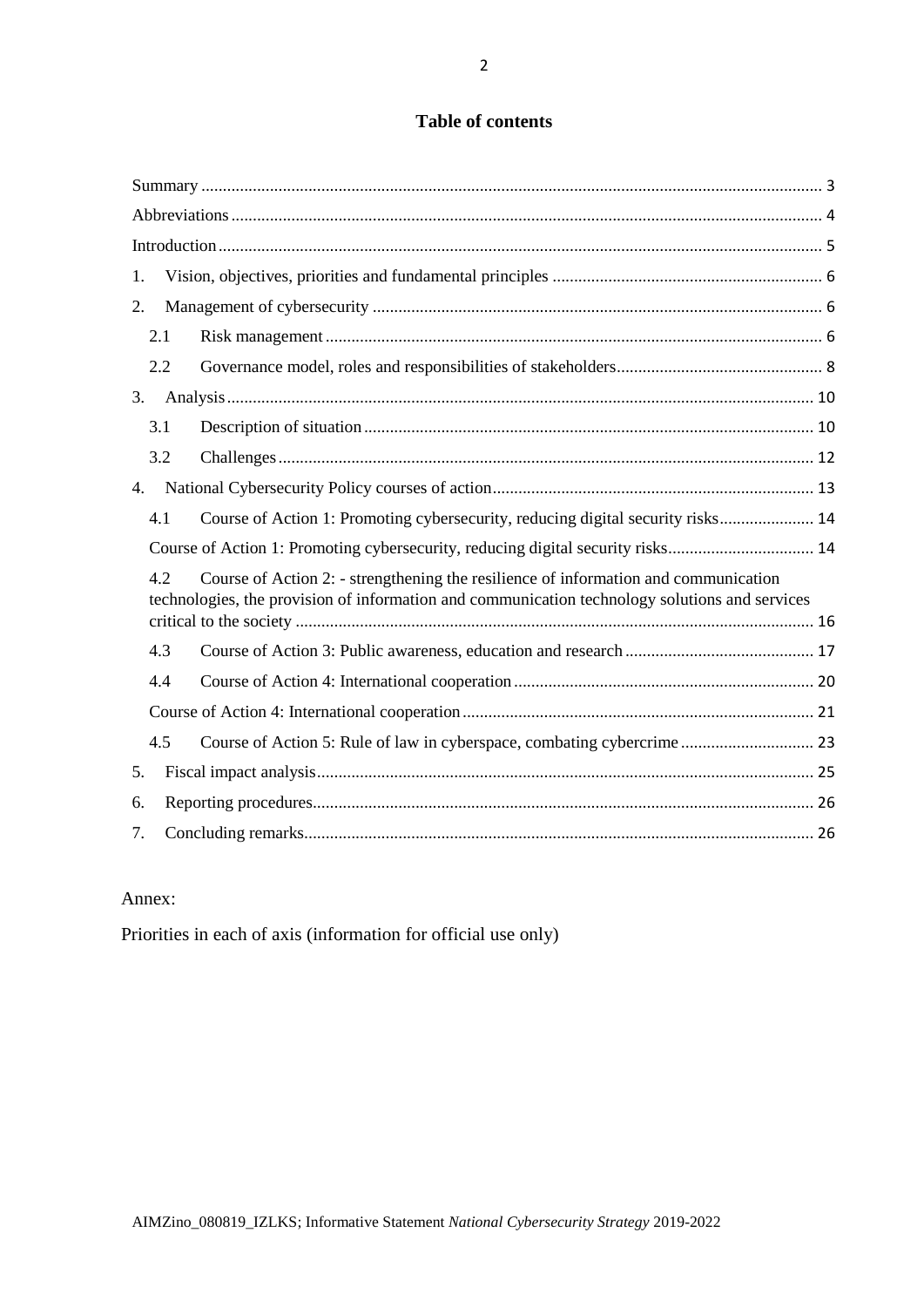# Table of contents

Summary ........................................................................................................................................ 3

Abbreviations ................................................................................................................................ 4

Introduction ................................................................................................................................... 5

1. Vision, objectives, priorities and fundamental principles ............................................................... 6
2. Management of cybersecurity ........................................................................................................ 6
   - 2.1 Risk management ................................................................................................................... 6
   - 2.2 Governance model, roles and responsibilities of stakeholders ............................................... 8
3. Analysis ........................................................................................................................................ 10
   - 3.1 Description of situation ........................................................................................................ 10
   - 3.2 Challenges ............................................................................................................................ 12
4. National Cybersecurity Policy courses of action .......................................................................... 13
   - 4.1 Course of Action 1: Promoting cybersecurity, reducing digital security risks ...................... 14
   - Course of Action 1: Promoting cybersecurity, reducing digital security risks .......................... 14
   - 4.2 Course of Action 2: - strengthening the resilience of information and communication technologies, the provision of information and communication technology solutions and services critical to the society ........................................................................................................................ 16
   - 4.3 Course of Action 3: Public awareness, education and research ............................................ 17
   - 4.4 Course of Action 4: International cooperation ..................................................................... 20
   - Course of Action 4: International cooperation .......................................................................... 21
   - 4.5 Course of Action 5: Rule of law in cyberspace, combating cybercrime ............................... 23
5. Fiscal impact analysis ................................................................................................................... 25
6. Reporting procedures .................................................................................................................... 26
7. Concluding remarks ...................................................................................................................... 26

Annex:

Priorities in each of axis (information for official use only)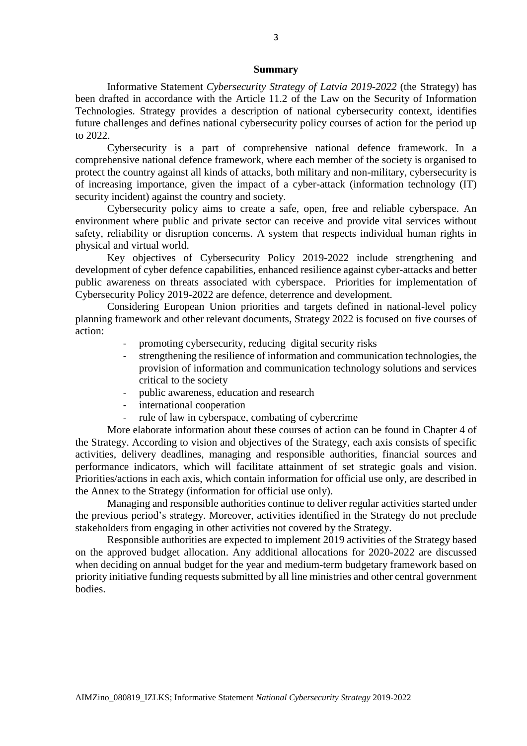## Summary

Informative Statement *Cybersecurity Strategy of Latvia 2019-2022* (the Strategy) has been drafted in accordance with the Article 11.2 of the Law on the Security of Information Technologies. Strategy provides a description of national cybersecurity context, identifies future challenges and defines national cybersecurity policy courses of action for the period up to 2022.

Cybersecurity is a part of comprehensive national defence framework. In a comprehensive national defence framework, where each member of the society is organised to protect the country against all kinds of attacks, both military and non-military, cybersecurity is of increasing importance, given the impact of a cyber-attack (information technology (IT) security incident) against the country and society.

Cybersecurity policy aims to create a safe, open, free and reliable cyberspace. An environment where public and private sector can receive and provide vital services without safety, reliability or disruption concerns. A system that respects individual human rights in physical and virtual world.

Key objectives of Cybersecurity Policy 2019-2022 include strengthening and development of cyber defence capabilities, enhanced resilience against cyber-attacks and better public awareness on threats associated with cyberspace. Priorities for implementation of Cybersecurity Policy 2019-2022 are defence, deterrence and development.

Considering European Union priorities and targets defined in national-level policy planning framework and other relevant documents, Strategy 2022 is focused on five courses of action:

- promoting cybersecurity, reducing digital security risks
- strengthening the resilience of information and communication technologies, the provision of information and communication technology solutions and services critical to the society
- public awareness, education and research
- international cooperation
- rule of law in cyberspace, combating of cybercrime

More elaborate information about these courses of action can be found in Chapter 4 of the Strategy. According to vision and objectives of the Strategy, each axis consists of specific activities, delivery deadlines, managing and responsible authorities, financial sources and performance indicators, which will facilitate attainment of set strategic goals and vision. Priorities/actions in each axis, which contain information for official use only, are described in the Annex to the Strategy (information for official use only).

Managing and responsible authorities continue to deliver regular activities started under the previous period's strategy. Moreover, activities identified in the Strategy do not preclude stakeholders from engaging in other activities not covered by the Strategy.

Responsible authorities are expected to implement 2019 activities of the Strategy based on the approved budget allocation. Any additional allocations for 2020-2022 are discussed when deciding on annual budget for the year and medium-term budgetary framework based on priority initiative funding requests submitted by all line ministries and other central government bodies.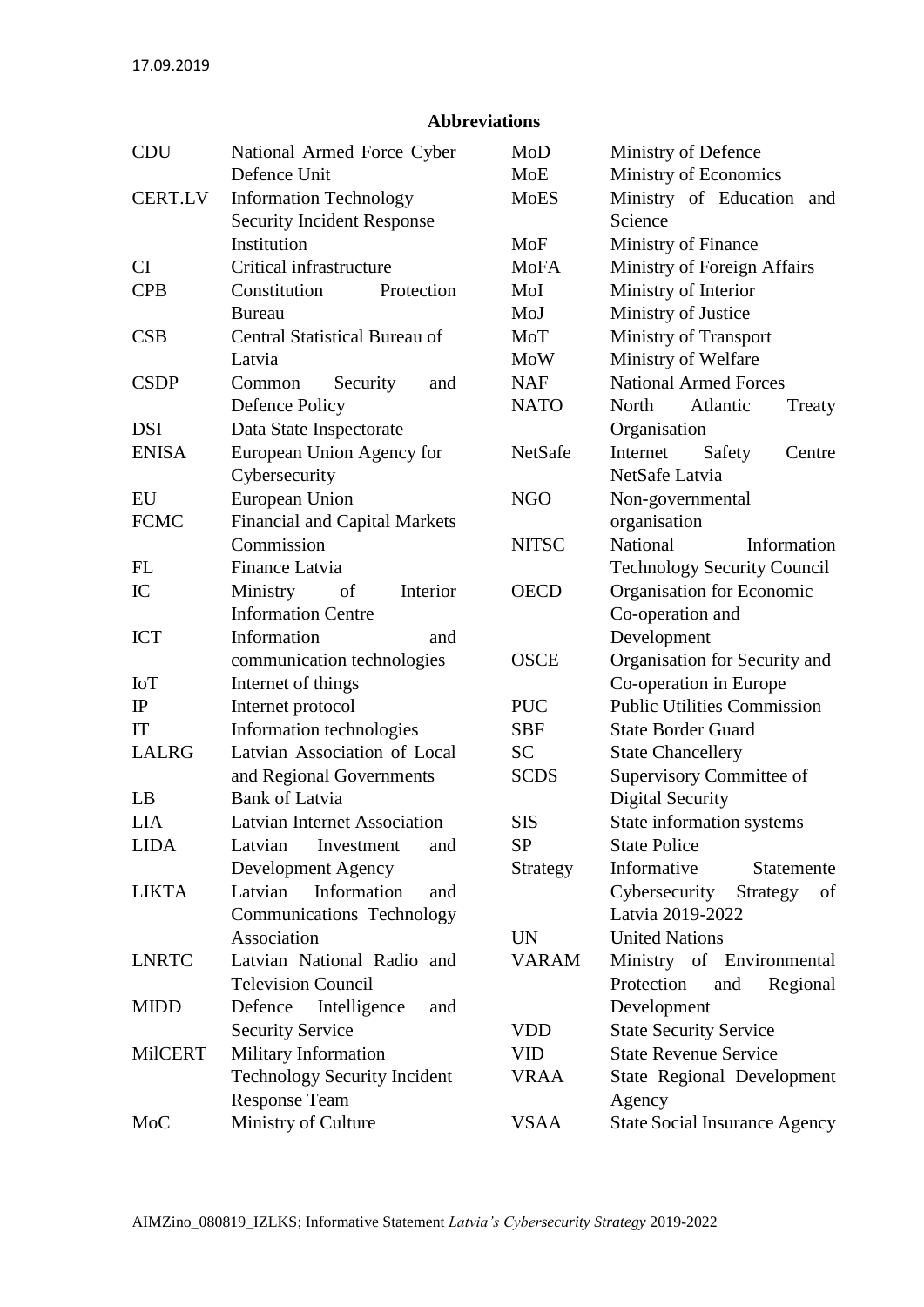## Abbreviations

| | |
|---|---|
| CDU | National Armed Force Cyber Defence Unit |
| CERT.LV | Information Technology Security Incident Response Institution |
| CI | Critical infrastructure |
| CPB | Constitution Protection Bureau |
| CSB | Central Statistical Bureau of Latvia |
| CSDP | Common Security and Defence Policy |
| DSI | Data State Inspectorate |
| ENISA | European Union Agency for Cybersecurity |
| EU | European Union |
| FCMC | Financial and Capital Markets Commission |
| FL | Finance Latvia |
| IC | Ministry of Interior Information Centre |
| ICT | Information and communication technologies |
| IoT | Internet of things |
| IP | Internet protocol |
| IT | Information technologies |
| LALRG | Latvian Association of Local and Regional Governments |
| LB | Bank of Latvia |
| LIA | Latvian Internet Association |
| LIDA | Latvian Investment and Development Agency |
| LIKTA | Latvian Information and Communications Technology Association |
| LNRTC | Latvian National Radio and Television Council |
| MIDD | Defence Intelligence and Security Service |
| MilCERT | Military Information Technology Security Incident Response Team |
| MoC | Ministry of Culture |
| MoD | Ministry of Defence |
| MoE | Ministry of Economics |
| MoES | Ministry of Education and Science |
| MoF | Ministry of Finance |
| MoFA | Ministry of Foreign Affairs |
| MoI | Ministry of Interior |
| MoJ | Ministry of Justice |
| MoT | Ministry of Transport |
| MoW | Ministry of Welfare |
| NAF | National Armed Forces |
| NATO | North Atlantic Treaty Organisation |
| NetSafe | Internet Safety Centre NetSafe Latvia |
| NGO | Non-governmental organisation |
| NITSC | National Information Technology Security Council |
| OECD | Organisation for Economic Co-operation and Development |
| OSCE | Organisation for Security and Co-operation in Europe |
| PUC | Public Utilities Commission |
| SBF | State Border Guard |
| SC | State Chancellery |
| SCDS | Supervisory Committee of Digital Security |
| SIS | State information systems |
| SP | State Police |
| Strategy | Informative Statemente Cybersecurity Strategy of Latvia 2019-2022 |
| UN | United Nations |
| VARAM | Ministry of Environmental Protection and Regional Development |
| VDD | State Security Service |
| VID | State Revenue Service |
| VRAA | State Regional Development Agency |
| VSAA | State Social Insurance Agency |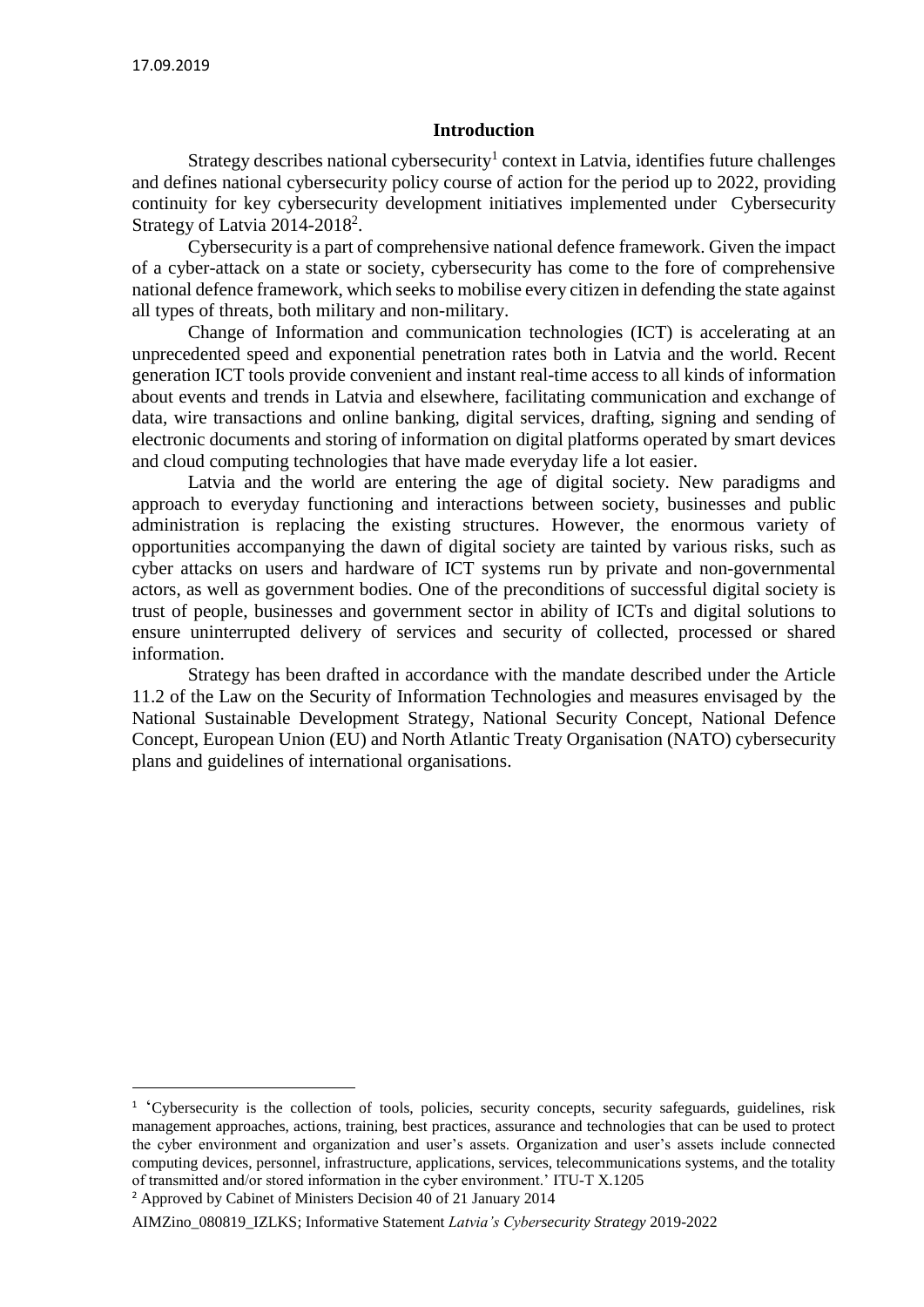## Introduction

Strategy describes national cybersecurity[1] context in Latvia, identifies future challenges and defines national cybersecurity policy course of action for the period up to 2022, providing continuity for key cybersecurity development initiatives implemented under Cybersecurity Strategy of Latvia 2014-2018[2].

Cybersecurity is a part of comprehensive national defence framework. Given the impact of a cyber-attack on a state or society, cybersecurity has come to the fore of comprehensive national defence framework, which seeks to mobilise every citizen in defending the state against all types of threats, both military and non-military.

Change of Information and communication technologies (ICT) is accelerating at an unprecedented speed and exponential penetration rates both in Latvia and the world. Recent generation ICT tools provide convenient and instant real-time access to all kinds of information about events and trends in Latvia and elsewhere, facilitating communication and exchange of data, wire transactions and online banking, digital services, drafting, signing and sending of electronic documents and storing of information on digital platforms operated by smart devices and cloud computing technologies that have made everyday life a lot easier.

Latvia and the world are entering the age of digital society. New paradigms and approach to everyday functioning and interactions between society, businesses and public administration is replacing the existing structures. However, the enormous variety of opportunities accompanying the dawn of digital society are tainted by various risks, such as cyber attacks on users and hardware of ICT systems run by private and non-governmental actors, as well as government bodies. One of the preconditions of successful digital society is trust of people, businesses and government sector in ability of ICTs and digital solutions to ensure uninterrupted delivery of services and security of collected, processed or shared information.

Strategy has been drafted in accordance with the mandate described under the Article 11.2 of the Law on the Security of Information Technologies and measures envisaged by the National Sustainable Development Strategy, National Security Concept, National Defence Concept, European Union (EU) and North Atlantic Treaty Organisation (NATO) cybersecurity plans and guidelines of international organisations.

---

[1] 'Cybersecurity is the collection of tools, policies, security concepts, security safeguards, guidelines, risk management approaches, actions, training, best practices, assurance and technologies that can be used to protect the cyber environment and organization and user's assets. Organization and user's assets include connected computing devices, personnel, infrastructure, applications, services, telecommunications systems, and the totality of transmitted and/or stored information in the cyber environment.' ITU-T X.1205

[2] Approved by Cabinet of Ministers Decision 40 of 21 January 2014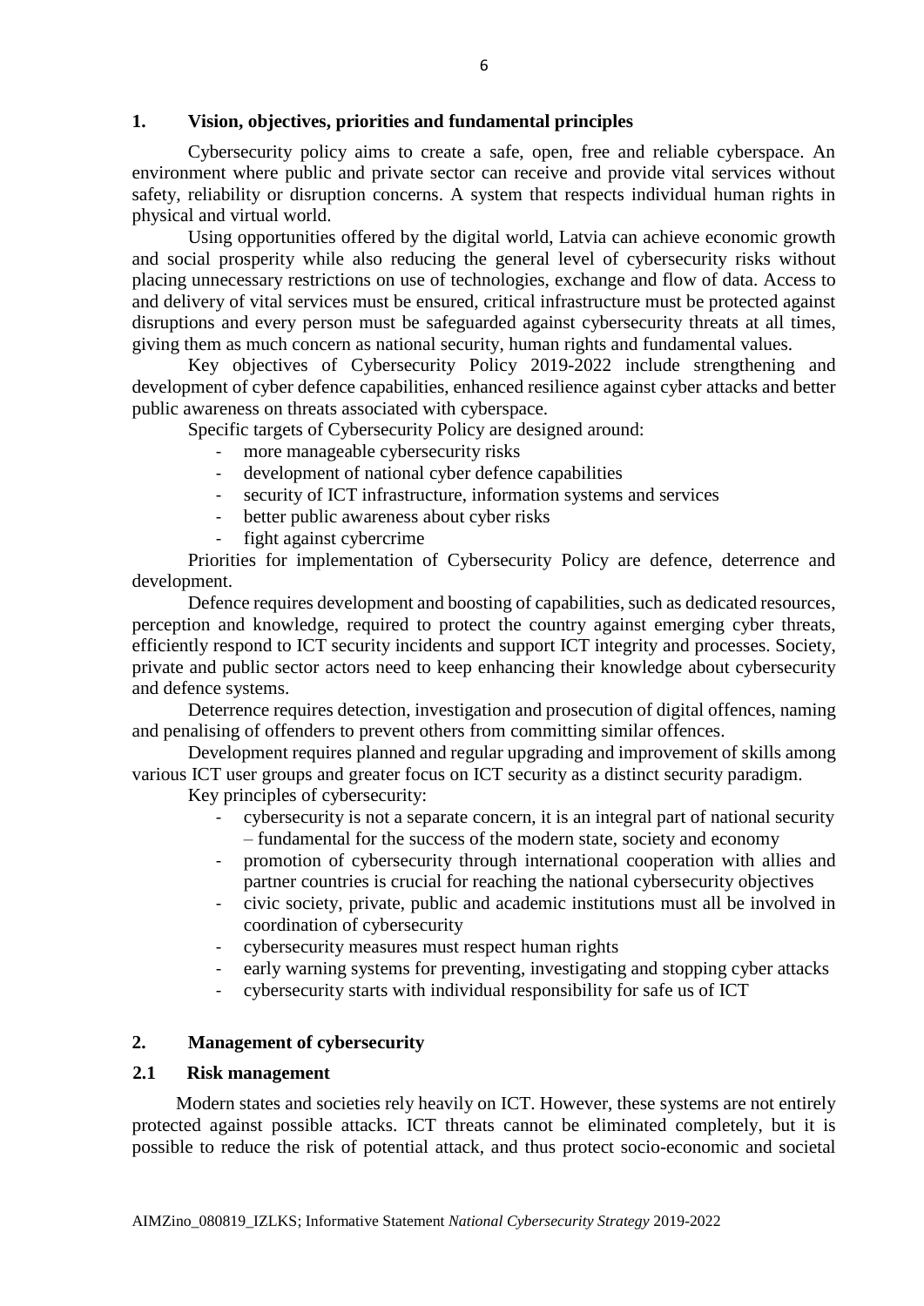## 1. Vision, objectives, priorities and fundamental principles

Cybersecurity policy aims to create a safe, open, free and reliable cyberspace. An environment where public and private sector can receive and provide vital services without safety, reliability or disruption concerns. A system that respects individual human rights in physical and virtual world.

Using opportunities offered by the digital world, Latvia can achieve economic growth and social prosperity while also reducing the general level of cybersecurity risks without placing unnecessary restrictions on use of technologies, exchange and flow of data. Access to and delivery of vital services must be ensured, critical infrastructure must be protected against disruptions and every person must be safeguarded against cybersecurity threats at all times, giving them as much concern as national security, human rights and fundamental values.

Key objectives of Cybersecurity Policy 2019-2022 include strengthening and development of cyber defence capabilities, enhanced resilience against cyber attacks and better public awareness on threats associated with cyberspace.

Specific targets of Cybersecurity Policy are designed around:

- more manageable cybersecurity risks
- development of national cyber defence capabilities
- security of ICT infrastructure, information systems and services
- better public awareness about cyber risks
- fight against cybercrime

Priorities for implementation of Cybersecurity Policy are defence, deterrence and development.

Defence requires development and boosting of capabilities, such as dedicated resources, perception and knowledge, required to protect the country against emerging cyber threats, efficiently respond to ICT security incidents and support ICT integrity and processes. Society, private and public sector actors need to keep enhancing their knowledge about cybersecurity and defence systems.

Deterrence requires detection, investigation and prosecution of digital offences, naming and penalising of offenders to prevent others from committing similar offences.

Development requires planned and regular upgrading and improvement of skills among various ICT user groups and greater focus on ICT security as a distinct security paradigm.

Key principles of cybersecurity:

- cybersecurity is not a separate concern, it is an integral part of national security – fundamental for the success of the modern state, society and economy
- promotion of cybersecurity through international cooperation with allies and partner countries is crucial for reaching the national cybersecurity objectives
- civic society, private, public and academic institutions must all be involved in coordination of cybersecurity
- cybersecurity measures must respect human rights
- early warning systems for preventing, investigating and stopping cyber attacks
- cybersecurity starts with individual responsibility for safe us of ICT

## 2. Management of cybersecurity

### 2.1 Risk management

Modern states and societies rely heavily on ICT. However, these systems are not entirely protected against possible attacks. ICT threats cannot be eliminated completely, but it is possible to reduce the risk of potential attack, and thus protect socio-economic and societal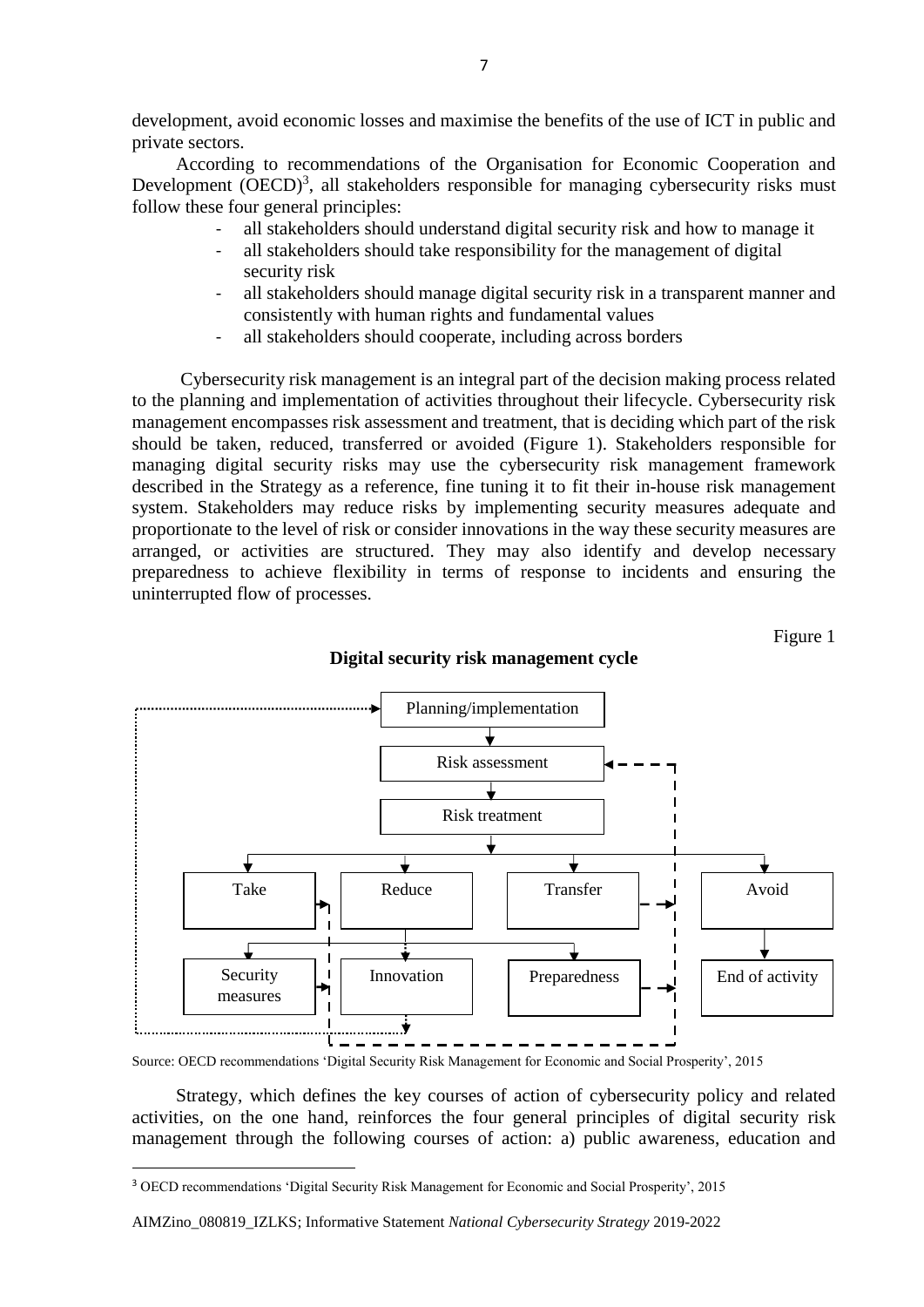development, avoid economic losses and maximise the benefits of the use of ICT in public and private sectors.

According to recommendations of the Organisation for Economic Cooperation and Development (OECD)[3], all stakeholders responsible for managing cybersecurity risks must follow these four general principles:

- all stakeholders should understand digital security risk and how to manage it
- all stakeholders should take responsibility for the management of digital security risk
- all stakeholders should manage digital security risk in a transparent manner and consistently with human rights and fundamental values
- all stakeholders should cooperate, including across borders

Cybersecurity risk management is an integral part of the decision making process related to the planning and implementation of activities throughout their lifecycle. Cybersecurity risk management encompasses risk assessment and treatment, that is deciding which part of the risk should be taken, reduced, transferred or avoided (Figure 1). Stakeholders responsible for managing digital security risks may use the cybersecurity risk management framework described in the Strategy as a reference, fine tuning it to fit their in-house risk management system. Stakeholders may reduce risks by implementing security measures adequate and proportionate to the level of risk or consider innovations in the way these security measures are arranged, or activities are structured. They may also identify and develop necessary preparedness to achieve flexibility in terms of response to incidents and ensuring the uninterrupted flow of processes.

Figure 1

**Digital security risk management cycle**

Source: OECD recommendations 'Digital Security Risk Management for Economic and Social Prosperity', 2015

Strategy, which defines the key courses of action of cybersecurity policy and related activities, on the one hand, reinforces the four general principles of digital security risk management through the following courses of action: a) public awareness, education and

---

[3] OECD recommendations 'Digital Security Risk Management for Economic and Social Prosperity', 2015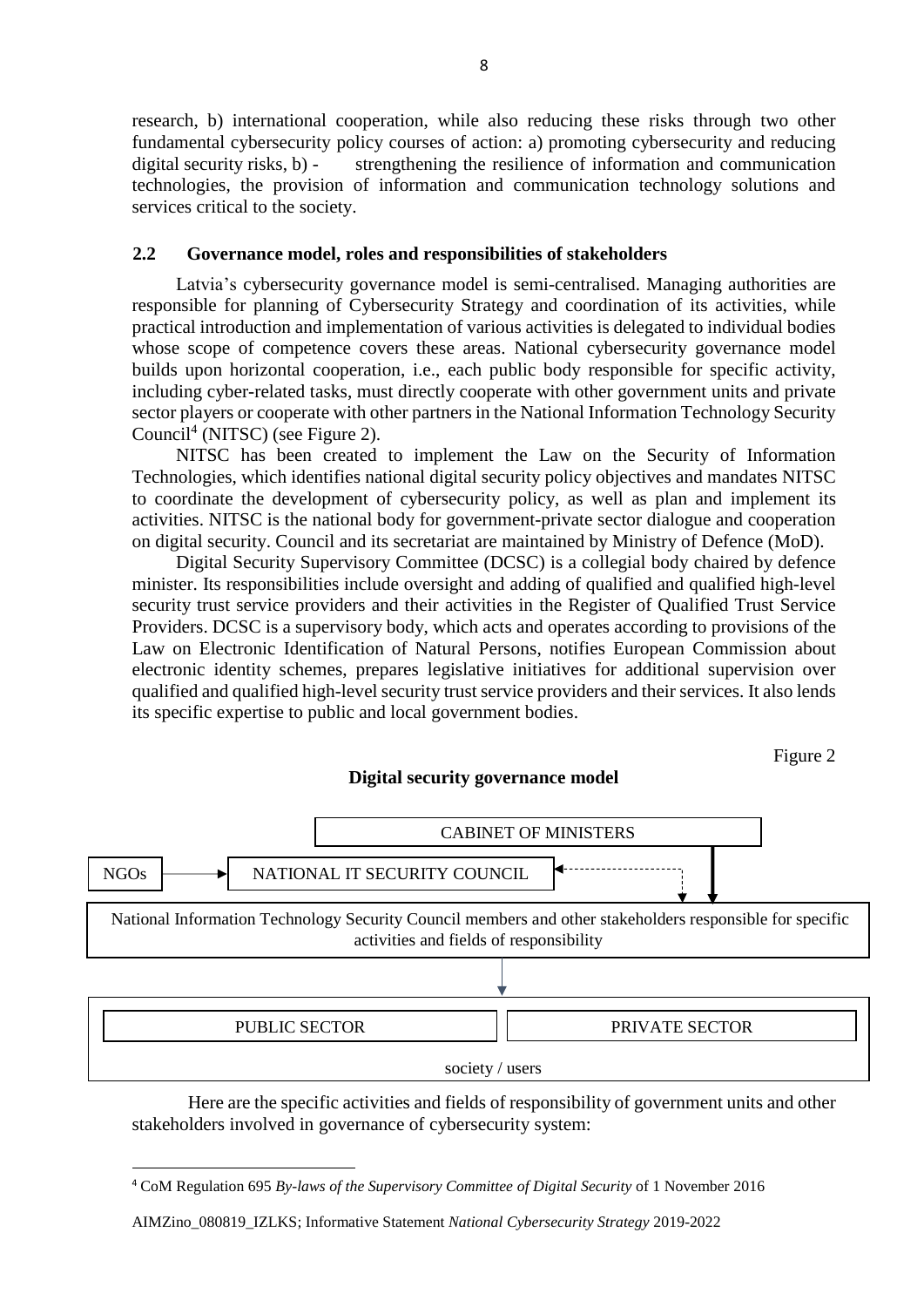research, b) international cooperation, while also reducing these risks through two other fundamental cybersecurity policy courses of action: a) promoting cybersecurity and reducing digital security risks, b) - strengthening the resilience of information and communication technologies, the provision of information and communication technology solutions and services critical to the society.

## 2.2 Governance model, roles and responsibilities of stakeholders

Latvia's cybersecurity governance model is semi-centralised. Managing authorities are responsible for planning of Cybersecurity Strategy and coordination of its activities, while practical introduction and implementation of various activities is delegated to individual bodies whose scope of competence covers these areas. National cybersecurity governance model builds upon horizontal cooperation, i.e., each public body responsible for specific activity, including cyber-related tasks, must directly cooperate with other government units and private sector players or cooperate with other partners in the National Information Technology Security Council[4] (NITSC) (see Figure 2).

NITSC has been created to implement the Law on the Security of Information Technologies, which identifies national digital security policy objectives and mandates NITSC to coordinate the development of cybersecurity policy, as well as plan and implement its activities. NITSC is the national body for government-private sector dialogue and cooperation on digital security. Council and its secretariat are maintained by Ministry of Defence (MoD).

Digital Security Supervisory Committee (DCSC) is a collegial body chaired by defence minister. Its responsibilities include oversight and adding of qualified and qualified high-level security trust service providers and their activities in the Register of Qualified Trust Service Providers. DCSC is a supervisory body, which acts and operates according to provisions of the Law on Electronic Identification of Natural Persons, notifies European Commission about electronic identity schemes, prepares legislative initiatives for additional supervision over qualified and qualified high-level security trust service providers and their services. It also lends its specific expertise to public and local government bodies.

Figure 2

**Digital security governance model**

CABINET OF MINISTERS

NGOs → NATIONAL IT SECURITY COUNCIL

National Information Technology Security Council members and other stakeholders responsible for specific activities and fields of responsibility

PUBLIC SECTOR | PRIVATE SECTOR

society / users

Here are the specific activities and fields of responsibility of government units and other stakeholders involved in governance of cybersecurity system:

[4] CoM Regulation 695 *By-laws of the Supervisory Committee of Digital Security* of 1 November 2016

AIMZino_080819_IZLKS; Informative Statement *National Cybersecurity Strategy* 2019-2022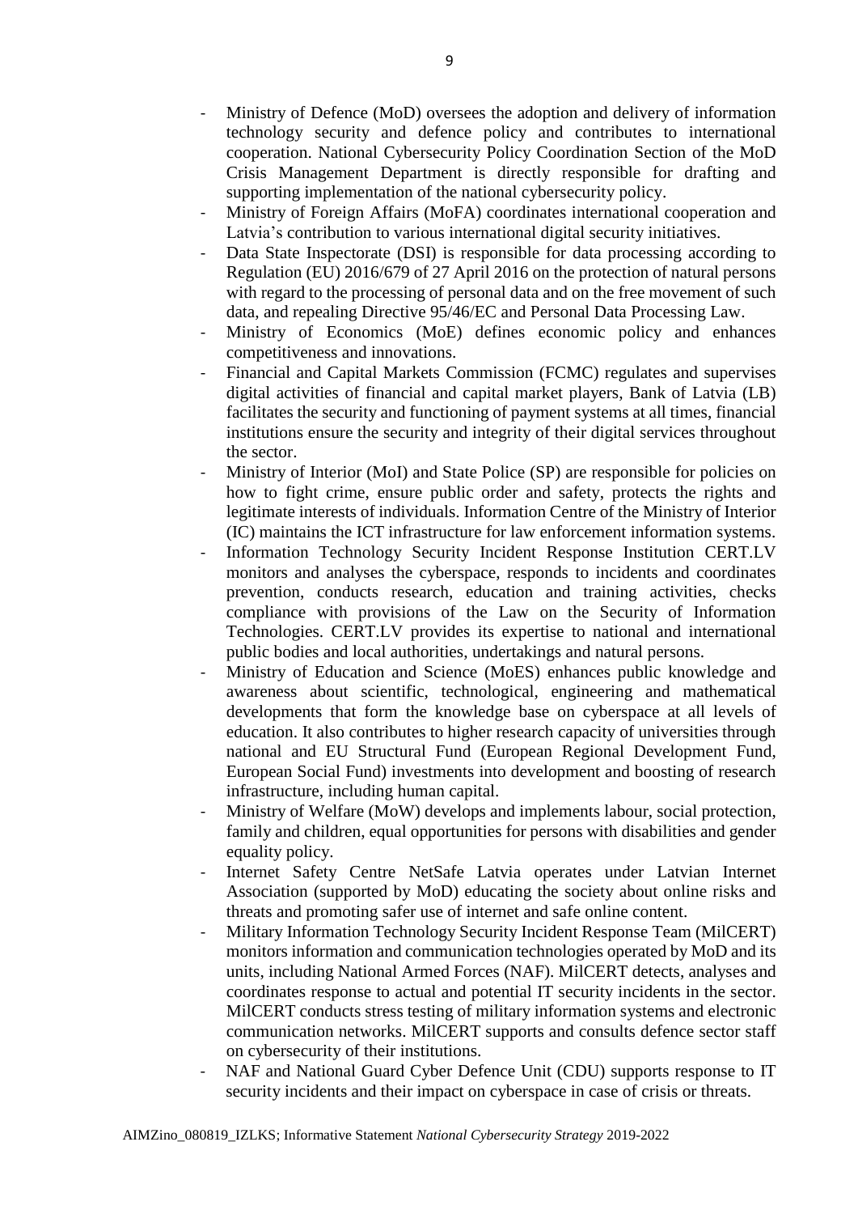- Ministry of Defence (MoD) oversees the adoption and delivery of information technology security and defence policy and contributes to international cooperation. National Cybersecurity Policy Coordination Section of the MoD Crisis Management Department is directly responsible for drafting and supporting implementation of the national cybersecurity policy.
- Ministry of Foreign Affairs (MoFA) coordinates international cooperation and Latvia's contribution to various international digital security initiatives.
- Data State Inspectorate (DSI) is responsible for data processing according to Regulation (EU) 2016/679 of 27 April 2016 on the protection of natural persons with regard to the processing of personal data and on the free movement of such data, and repealing Directive 95/46/EC and Personal Data Processing Law.
- Ministry of Economics (MoE) defines economic policy and enhances competitiveness and innovations.
- Financial and Capital Markets Commission (FCMC) regulates and supervises digital activities of financial and capital market players, Bank of Latvia (LB) facilitates the security and functioning of payment systems at all times, financial institutions ensure the security and integrity of their digital services throughout the sector.
- Ministry of Interior (MoI) and State Police (SP) are responsible for policies on how to fight crime, ensure public order and safety, protects the rights and legitimate interests of individuals. Information Centre of the Ministry of Interior (IC) maintains the ICT infrastructure for law enforcement information systems.
- Information Technology Security Incident Response Institution CERT.LV monitors and analyses the cyberspace, responds to incidents and coordinates prevention, conducts research, education and training activities, checks compliance with provisions of the Law on the Security of Information Technologies. CERT.LV provides its expertise to national and international public bodies and local authorities, undertakings and natural persons.
- Ministry of Education and Science (MoES) enhances public knowledge and awareness about scientific, technological, engineering and mathematical developments that form the knowledge base on cyberspace at all levels of education. It also contributes to higher research capacity of universities through national and EU Structural Fund (European Regional Development Fund, European Social Fund) investments into development and boosting of research infrastructure, including human capital.
- Ministry of Welfare (MoW) develops and implements labour, social protection, family and children, equal opportunities for persons with disabilities and gender equality policy.
- Internet Safety Centre NetSafe Latvia operates under Latvian Internet Association (supported by MoD) educating the society about online risks and threats and promoting safer use of internet and safe online content.
- Military Information Technology Security Incident Response Team (MilCERT) monitors information and communication technologies operated by MoD and its units, including National Armed Forces (NAF). MilCERT detects, analyses and coordinates response to actual and potential IT security incidents in the sector. MilCERT conducts stress testing of military information systems and electronic communication networks. MilCERT supports and consults defence sector staff on cybersecurity of their institutions.
- NAF and National Guard Cyber Defence Unit (CDU) supports response to IT security incidents and their impact on cyberspace in case of crisis or threats.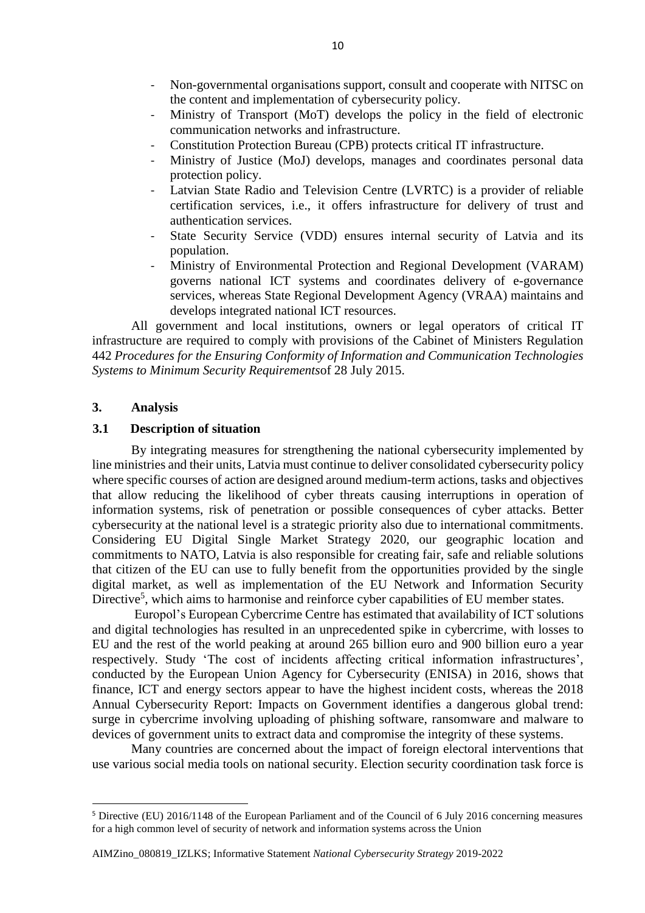- Non-governmental organisations support, consult and cooperate with NITSC on the content and implementation of cybersecurity policy.
- Ministry of Transport (MoT) develops the policy in the field of electronic communication networks and infrastructure.
- Constitution Protection Bureau (CPB) protects critical IT infrastructure.
- Ministry of Justice (MoJ) develops, manages and coordinates personal data protection policy.
- Latvian State Radio and Television Centre (LVRTC) is a provider of reliable certification services, i.e., it offers infrastructure for delivery of trust and authentication services.
- State Security Service (VDD) ensures internal security of Latvia and its population.
- Ministry of Environmental Protection and Regional Development (VARAM) governs national ICT systems and coordinates delivery of e-governance services, whereas State Regional Development Agency (VRAA) maintains and develops integrated national ICT resources.

All government and local institutions, owners or legal operators of critical IT infrastructure are required to comply with provisions of the Cabinet of Ministers Regulation 442 *Procedures for the Ensuring Conformity of Information and Communication Technologies Systems to Minimum Security Requirements*of 28 July 2015.

## 3. Analysis

### 3.1 Description of situation

By integrating measures for strengthening the national cybersecurity implemented by line ministries and their units, Latvia must continue to deliver consolidated cybersecurity policy where specific courses of action are designed around medium-term actions, tasks and objectives that allow reducing the likelihood of cyber threats causing interruptions in operation of information systems, risk of penetration or possible consequences of cyber attacks. Better cybersecurity at the national level is a strategic priority also due to international commitments. Considering EU Digital Single Market Strategy 2020, our geographic location and commitments to NATO, Latvia is also responsible for creating fair, safe and reliable solutions that citizen of the EU can use to fully benefit from the opportunities provided by the single digital market, as well as implementation of the EU Network and Information Security Directive[5], which aims to harmonise and reinforce cyber capabilities of EU member states.

Europol's European Cybercrime Centre has estimated that availability of ICT solutions and digital technologies has resulted in an unprecedented spike in cybercrime, with losses to EU and the rest of the world peaking at around 265 billion euro and 900 billion euro a year respectively. Study 'The cost of incidents affecting critical information infrastructures', conducted by the European Union Agency for Cybersecurity (ENISA) in 2016, shows that finance, ICT and energy sectors appear to have the highest incident costs, whereas the 2018 Annual Cybersecurity Report: Impacts on Government identifies a dangerous global trend: surge in cybercrime involving uploading of phishing software, ransomware and malware to devices of government units to extract data and compromise the integrity of these systems.

Many countries are concerned about the impact of foreign electoral interventions that use various social media tools on national security. Election security coordination task force is

[5] Directive (EU) 2016/1148 of the European Parliament and of the Council of 6 July 2016 concerning measures for a high common level of security of network and information systems across the Union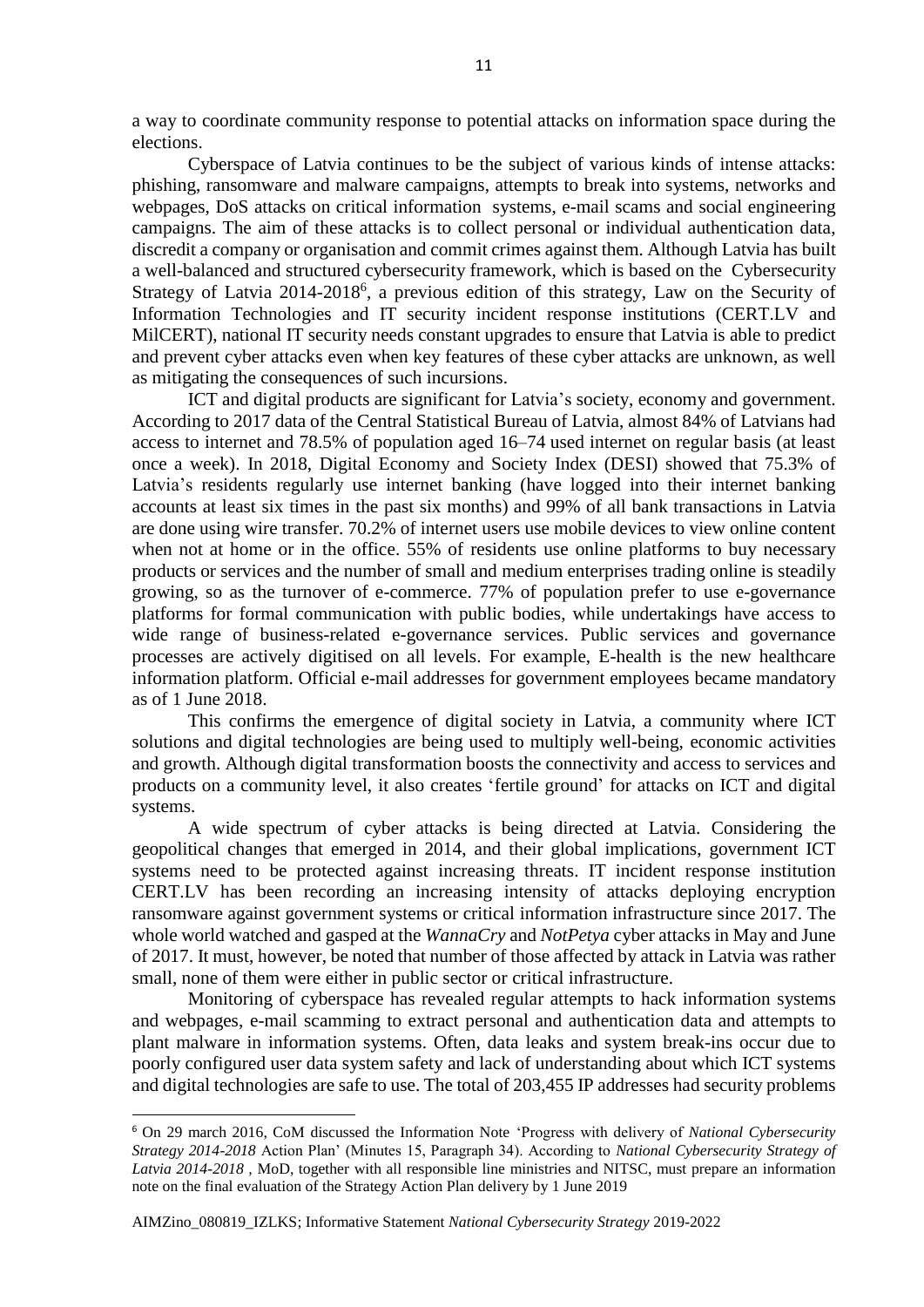a way to coordinate community response to potential attacks on information space during the elections.

Cyberspace of Latvia continues to be the subject of various kinds of intense attacks: phishing, ransomware and malware campaigns, attempts to break into systems, networks and webpages, DoS attacks on critical information systems, e-mail scams and social engineering campaigns. The aim of these attacks is to collect personal or individual authentication data, discredit a company or organisation and commit crimes against them. Although Latvia has built a well-balanced and structured cybersecurity framework, which is based on the Cybersecurity Strategy of Latvia 2014-2018[6], a previous edition of this strategy, Law on the Security of Information Technologies and IT security incident response institutions (CERT.LV and MilCERT), national IT security needs constant upgrades to ensure that Latvia is able to predict and prevent cyber attacks even when key features of these cyber attacks are unknown, as well as mitigating the consequences of such incursions.

ICT and digital products are significant for Latvia's society, economy and government. According to 2017 data of the Central Statistical Bureau of Latvia, almost 84% of Latvians had access to internet and 78.5% of population aged 16–74 used internet on regular basis (at least once a week). In 2018, Digital Economy and Society Index (DESI) showed that 75.3% of Latvia's residents regularly use internet banking (have logged into their internet banking accounts at least six times in the past six months) and 99% of all bank transactions in Latvia are done using wire transfer. 70.2% of internet users use mobile devices to view online content when not at home or in the office. 55% of residents use online platforms to buy necessary products or services and the number of small and medium enterprises trading online is steadily growing, so as the turnover of e-commerce. 77% of population prefer to use e-governance platforms for formal communication with public bodies, while undertakings have access to wide range of business-related e-governance services. Public services and governance processes are actively digitised on all levels. For example, E-health is the new healthcare information platform. Official e-mail addresses for government employees became mandatory as of 1 June 2018.

This confirms the emergence of digital society in Latvia, a community where ICT solutions and digital technologies are being used to multiply well-being, economic activities and growth. Although digital transformation boosts the connectivity and access to services and products on a community level, it also creates 'fertile ground' for attacks on ICT and digital systems.

A wide spectrum of cyber attacks is being directed at Latvia. Considering the geopolitical changes that emerged in 2014, and their global implications, government ICT systems need to be protected against increasing threats. IT incident response institution CERT.LV has been recording an increasing intensity of attacks deploying encryption ransomware against government systems or critical information infrastructure since 2017. The whole world watched and gasped at the *WannaCry* and *NotPetya* cyber attacks in May and June of 2017. It must, however, be noted that number of those affected by attack in Latvia was rather small, none of them were either in public sector or critical infrastructure.

Monitoring of cyberspace has revealed regular attempts to hack information systems and webpages, e-mail scamming to extract personal and authentication data and attempts to plant malware in information systems. Often, data leaks and system break-ins occur due to poorly configured user data system safety and lack of understanding about which ICT systems and digital technologies are safe to use. The total of 203,455 IP addresses had security problems

---

[6] On 29 march 2016, CoM discussed the Information Note 'Progress with delivery of *National Cybersecurity Strategy 2014-2018* Action Plan' (Minutes 15, Paragraph 34). According to *National Cybersecurity Strategy of Latvia 2014-2018* , MoD, together with all responsible line ministries and NITSC, must prepare an information note on the final evaluation of the Strategy Action Plan delivery by 1 June 2019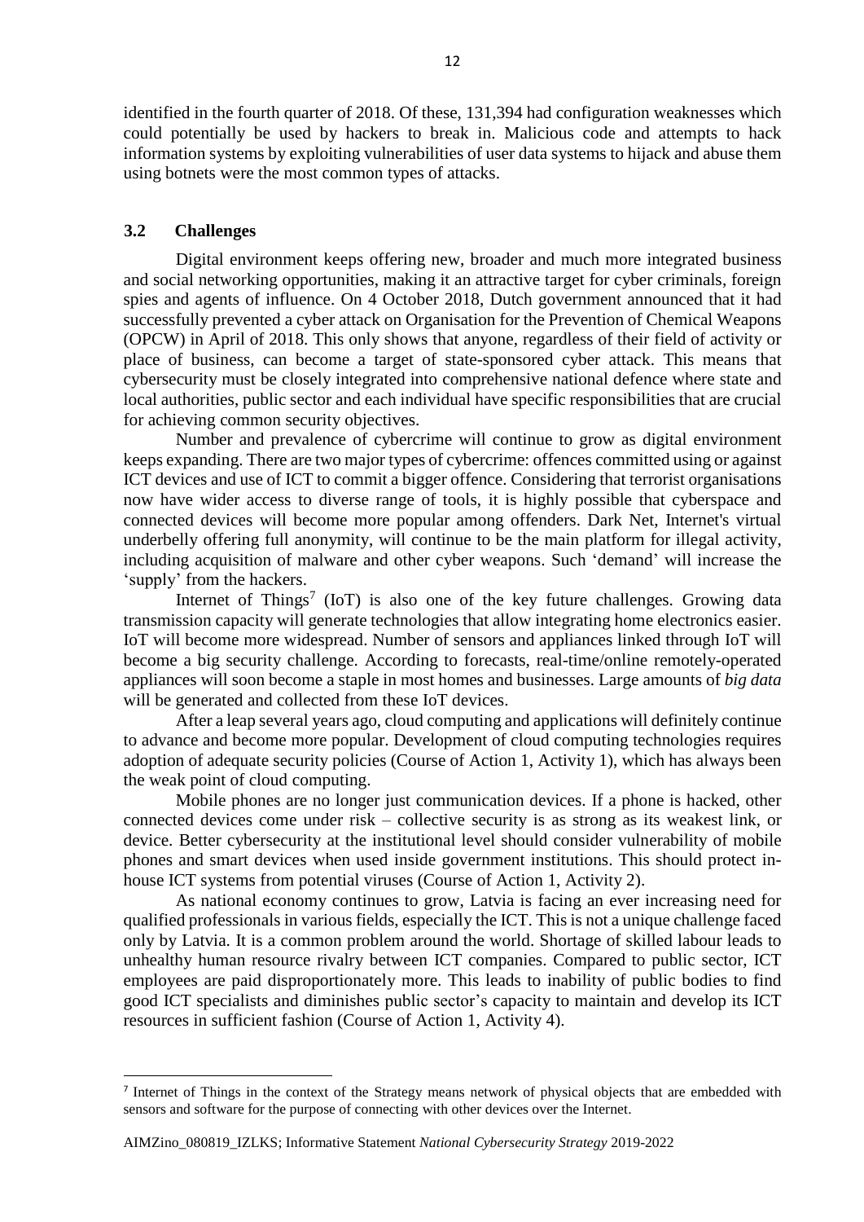identified in the fourth quarter of 2018. Of these, 131,394 had configuration weaknesses which could potentially be used by hackers to break in. Malicious code and attempts to hack information systems by exploiting vulnerabilities of user data systems to hijack and abuse them using botnets were the most common types of attacks.

### 3.2 Challenges

Digital environment keeps offering new, broader and much more integrated business and social networking opportunities, making it an attractive target for cyber criminals, foreign spies and agents of influence. On 4 October 2018, Dutch government announced that it had successfully prevented a cyber attack on Organisation for the Prevention of Chemical Weapons (OPCW) in April of 2018. This only shows that anyone, regardless of their field of activity or place of business, can become a target of state-sponsored cyber attack. This means that cybersecurity must be closely integrated into comprehensive national defence where state and local authorities, public sector and each individual have specific responsibilities that are crucial for achieving common security objectives.

Number and prevalence of cybercrime will continue to grow as digital environment keeps expanding. There are two major types of cybercrime: offences committed using or against ICT devices and use of ICT to commit a bigger offence. Considering that terrorist organisations now have wider access to diverse range of tools, it is highly possible that cyberspace and connected devices will become more popular among offenders. Dark Net, Internet's virtual underbelly offering full anonymity, will continue to be the main platform for illegal activity, including acquisition of malware and other cyber weapons. Such 'demand' will increase the 'supply' from the hackers.

Internet of Things[7] (IoT) is also one of the key future challenges. Growing data transmission capacity will generate technologies that allow integrating home electronics easier. IoT will become more widespread. Number of sensors and appliances linked through IoT will become a big security challenge. According to forecasts, real-time/online remotely-operated appliances will soon become a staple in most homes and businesses. Large amounts of *big data* will be generated and collected from these IoT devices.

After a leap several years ago, cloud computing and applications will definitely continue to advance and become more popular. Development of cloud computing technologies requires adoption of adequate security policies (Course of Action 1, Activity 1), which has always been the weak point of cloud computing.

Mobile phones are no longer just communication devices. If a phone is hacked, other connected devices come under risk – collective security is as strong as its weakest link, or device. Better cybersecurity at the institutional level should consider vulnerability of mobile phones and smart devices when used inside government institutions. This should protect in-house ICT systems from potential viruses (Course of Action 1, Activity 2).

As national economy continues to grow, Latvia is facing an ever increasing need for qualified professionals in various fields, especially the ICT. This is not a unique challenge faced only by Latvia. It is a common problem around the world. Shortage of skilled labour leads to unhealthy human resource rivalry between ICT companies. Compared to public sector, ICT employees are paid disproportionately more. This leads to inability of public bodies to find good ICT specialists and diminishes public sector's capacity to maintain and develop its ICT resources in sufficient fashion (Course of Action 1, Activity 4).

[7] Internet of Things in the context of the Strategy means network of physical objects that are embedded with sensors and software for the purpose of connecting with other devices over the Internet.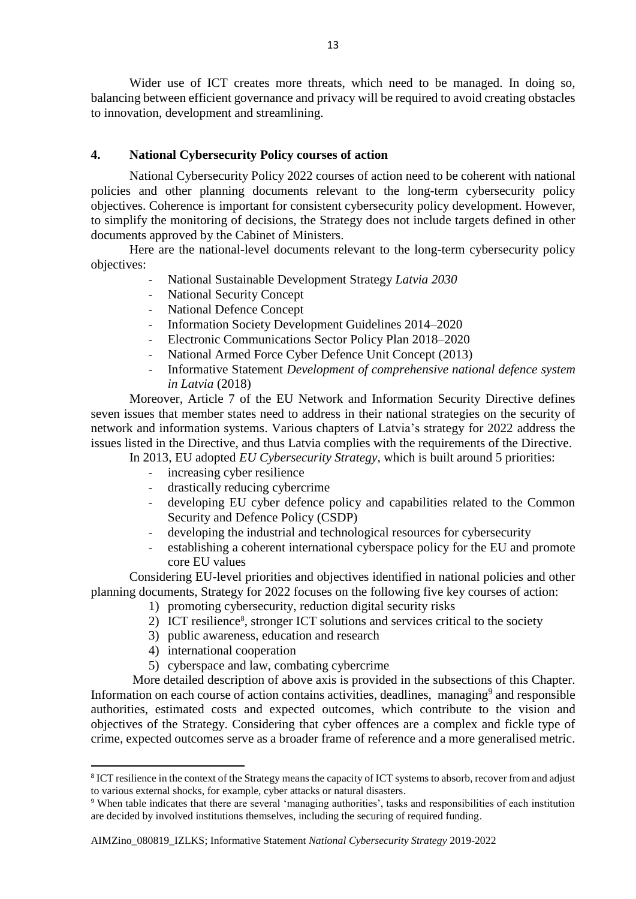Wider use of ICT creates more threats, which need to be managed. In doing so, balancing between efficient governance and privacy will be required to avoid creating obstacles to innovation, development and streamlining.

## 4. National Cybersecurity Policy courses of action

National Cybersecurity Policy 2022 courses of action need to be coherent with national policies and other planning documents relevant to the long-term cybersecurity policy objectives. Coherence is important for consistent cybersecurity policy development. However, to simplify the monitoring of decisions, the Strategy does not include targets defined in other documents approved by the Cabinet of Ministers.

Here are the national-level documents relevant to the long-term cybersecurity policy objectives:

- National Sustainable Development Strategy *Latvia 2030*
- National Security Concept
- National Defence Concept
- Information Society Development Guidelines 2014–2020
- Electronic Communications Sector Policy Plan 2018–2020
- National Armed Force Cyber Defence Unit Concept (2013)
- Informative Statement *Development of comprehensive national defence system in Latvia* (2018)

Moreover, Article 7 of the EU Network and Information Security Directive defines seven issues that member states need to address in their national strategies on the security of network and information systems. Various chapters of Latvia's strategy for 2022 address the issues listed in the Directive, and thus Latvia complies with the requirements of the Directive.

In 2013, EU adopted *EU Cybersecurity Strategy*, which is built around 5 priorities:

- increasing cyber resilience
- drastically reducing cybercrime
- developing EU cyber defence policy and capabilities related to the Common Security and Defence Policy (CSDP)
- developing the industrial and technological resources for cybersecurity
- establishing a coherent international cyberspace policy for the EU and promote core EU values

Considering EU-level priorities and objectives identified in national policies and other planning documents, Strategy for 2022 focuses on the following five key courses of action:

1) promoting cybersecurity, reduction digital security risks
2) ICT resilience[8], stronger ICT solutions and services critical to the society
3) public awareness, education and research
4) international cooperation
5) cyberspace and law, combating cybercrime

More detailed description of above axis is provided in the subsections of this Chapter. Information on each course of action contains activities, deadlines, managing[9] and responsible authorities, estimated costs and expected outcomes, which contribute to the vision and objectives of the Strategy. Considering that cyber offences are a complex and fickle type of crime, expected outcomes serve as a broader frame of reference and a more generalised metric.

---

[8] ICT resilience in the context of the Strategy means the capacity of ICT systems to absorb, recover from and adjust to various external shocks, for example, cyber attacks or natural disasters.

[9] When table indicates that there are several 'managing authorities', tasks and responsibilities of each institution are decided by involved institutions themselves, including the securing of required funding.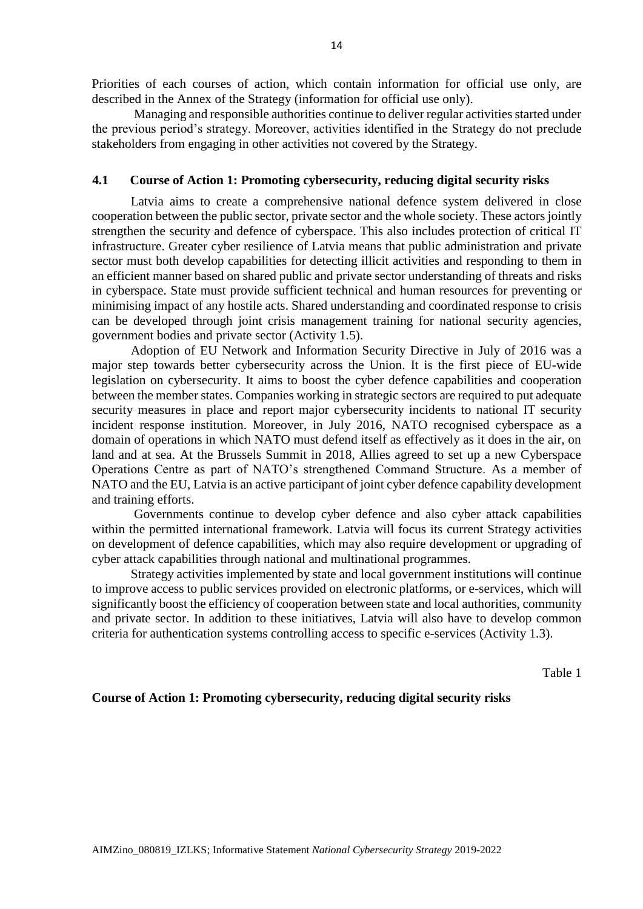Priorities of each courses of action, which contain information for official use only, are described in the Annex of the Strategy (information for official use only).

Managing and responsible authorities continue to deliver regular activities started under the previous period's strategy. Moreover, activities identified in the Strategy do not preclude stakeholders from engaging in other activities not covered by the Strategy.

## 4.1 Course of Action 1: Promoting cybersecurity, reducing digital security risks

Latvia aims to create a comprehensive national defence system delivered in close cooperation between the public sector, private sector and the whole society. These actors jointly strengthen the security and defence of cyberspace. This also includes protection of critical IT infrastructure. Greater cyber resilience of Latvia means that public administration and private sector must both develop capabilities for detecting illicit activities and responding to them in an efficient manner based on shared public and private sector understanding of threats and risks in cyberspace. State must provide sufficient technical and human resources for preventing or minimising impact of any hostile acts. Shared understanding and coordinated response to crisis can be developed through joint crisis management training for national security agencies, government bodies and private sector (Activity 1.5).

Adoption of EU Network and Information Security Directive in July of 2016 was a major step towards better cybersecurity across the Union. It is the first piece of EU-wide legislation on cybersecurity. It aims to boost the cyber defence capabilities and cooperation between the member states. Companies working in strategic sectors are required to put adequate security measures in place and report major cybersecurity incidents to national IT security incident response institution. Moreover, in July 2016, NATO recognised cyberspace as a domain of operations in which NATO must defend itself as effectively as it does in the air, on land and at sea. At the Brussels Summit in 2018, Allies agreed to set up a new Cyberspace Operations Centre as part of NATO's strengthened Command Structure. As a member of NATO and the EU, Latvia is an active participant of joint cyber defence capability development and training efforts.

Governments continue to develop cyber defence and also cyber attack capabilities within the permitted international framework. Latvia will focus its current Strategy activities on development of defence capabilities, which may also require development or upgrading of cyber attack capabilities through national and multinational programmes.

Strategy activities implemented by state and local government institutions will continue to improve access to public services provided on electronic platforms, or e-services, which will significantly boost the efficiency of cooperation between state and local authorities, community and private sector. In addition to these initiatives, Latvia will also have to develop common criteria for authentication systems controlling access to specific e-services (Activity 1.3).

Table 1

**Course of Action 1: Promoting cybersecurity, reducing digital security risks**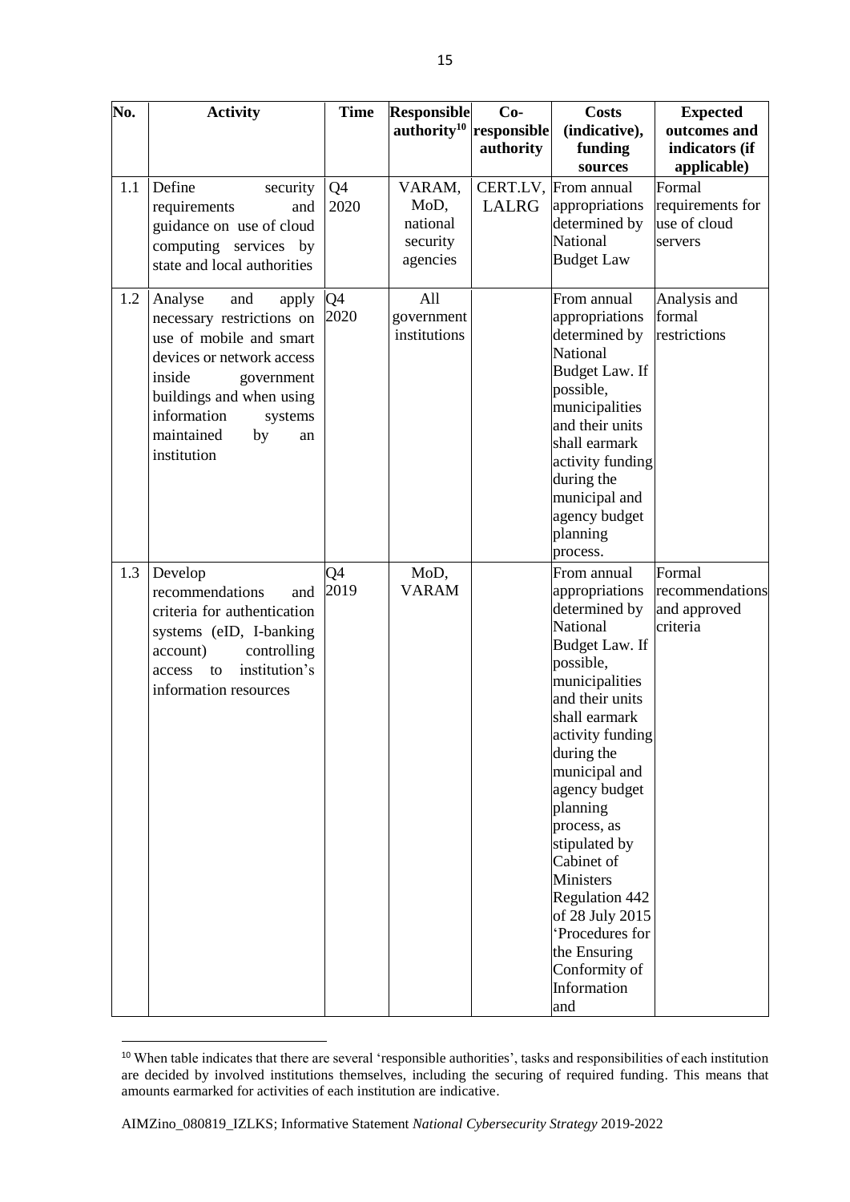| No. | Activity | Time | Responsible authority[10] | Co-responsible authority | Costs (indicative), funding sources | Expected outcomes and indicators (if applicable) |
|---|---|---|---|---|---|---|
| 1.1 | Define security requirements and guidance on use of cloud computing services by state and local authorities | Q4 2020 | VARAM, MoD, national security agencies | CERT.LV, LALRG | From annual appropriations determined by National Budget Law | Formal requirements for use of cloud servers |
| 1.2 | Analyse and apply necessary restrictions on use of mobile and smart devices or network access inside government buildings and when using information systems maintained by an institution | Q4 2020 | All government institutions | | From annual appropriations determined by National Budget Law. If possible, municipalities and their units shall earmark activity funding during the municipal and agency budget planning process. | Analysis and formal restrictions |
| 1.3 | Develop recommendations and criteria for authentication systems (eID, I-banking account) controlling access to institution's information resources | Q4 2019 | MoD, VARAM | | From annual appropriations determined by National Budget Law. If possible, municipalities and their units shall earmark activity funding during the municipal and agency budget planning process, as stipulated by Cabinet of Ministers Regulation 442 of 28 July 2015 'Procedures for the Ensuring Conformity of Information and | Formal recommendations and approved criteria |

[10] When table indicates that there are several 'responsible authorities', tasks and responsibilities of each institution are decided by involved institutions themselves, including the securing of required funding. This means that amounts earmarked for activities of each institution are indicative.

AIMZino_080819_IZLKS; Informative Statement *National Cybersecurity Strategy* 2019-2022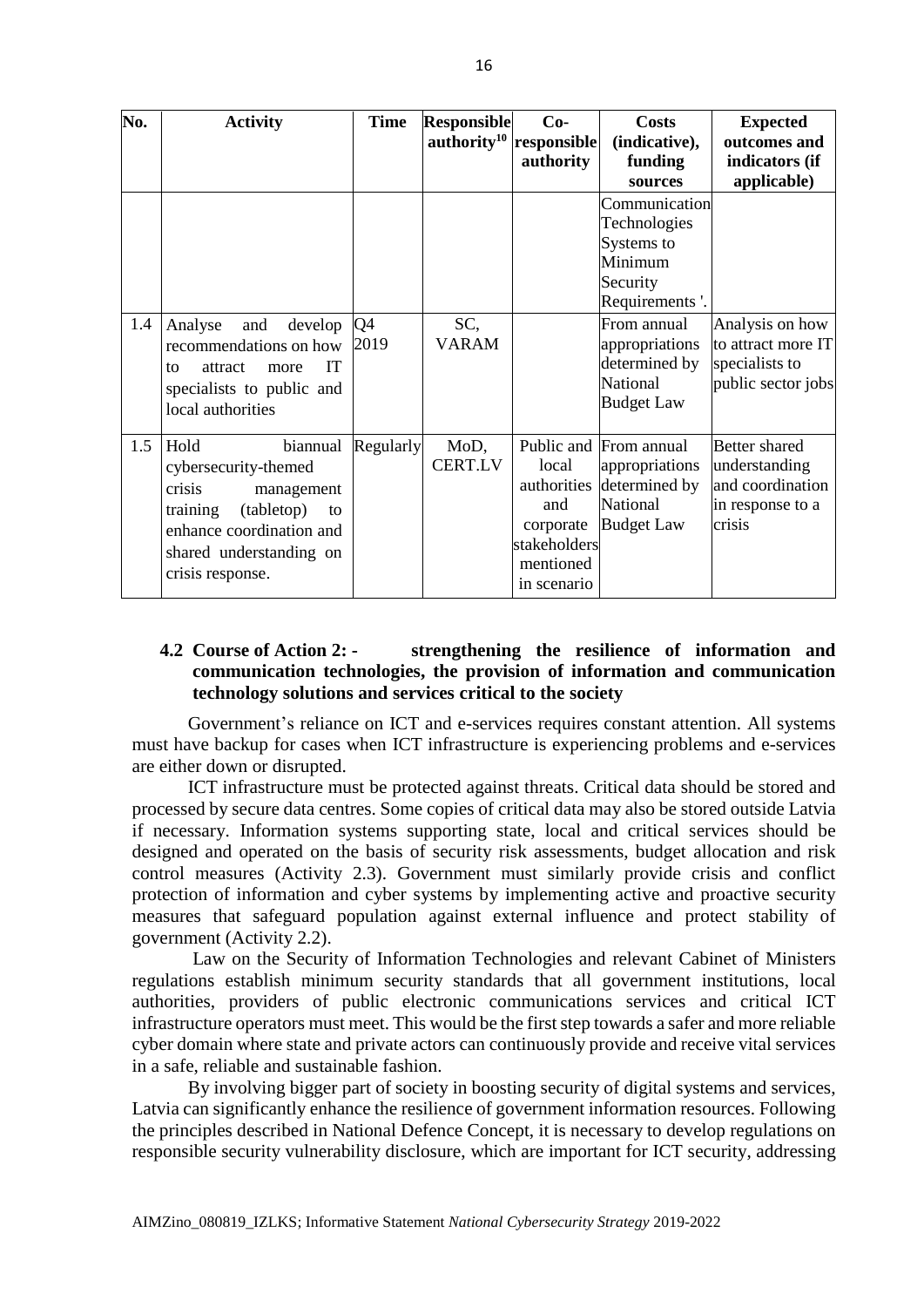| No. | Activity | Time | Responsible authority[10] | Co-responsible authority | Costs (indicative), funding sources | Expected outcomes and indicators (if applicable) |
|---|---|---|---|---|---|---|
| | | | | | Communication Technologies Systems to Minimum Security Requirements '. | |
| 1.4 | Analyse and develop recommendations on how to attract more IT specialists to public and local authorities | Q4 2019 | SC, VARAM | | From annual appropriations determined by National Budget Law | Analysis on how to attract more IT specialists to public sector jobs |
| 1.5 | Hold biannual cybersecurity-themed crisis management training (tabletop) to enhance coordination and shared understanding on crisis response. | Regularly | MoD, CERT.LV | Public and local authorities and corporate stakeholders mentioned in scenario | From annual appropriations determined by National Budget Law | Better shared understanding and coordination in response to a crisis |

## 4.2 Course of Action 2: - strengthening the resilience of information and communication technologies, the provision of information and communication technology solutions and services critical to the society

Government's reliance on ICT and e-services requires constant attention. All systems must have backup for cases when ICT infrastructure is experiencing problems and e-services are either down or disrupted.

ICT infrastructure must be protected against threats. Critical data should be stored and processed by secure data centres. Some copies of critical data may also be stored outside Latvia if necessary. Information systems supporting state, local and critical services should be designed and operated on the basis of security risk assessments, budget allocation and risk control measures (Activity 2.3). Government must similarly provide crisis and conflict protection of information and cyber systems by implementing active and proactive security measures that safeguard population against external influence and protect stability of government (Activity 2.2).

Law on the Security of Information Technologies and relevant Cabinet of Ministers regulations establish minimum security standards that all government institutions, local authorities, providers of public electronic communications services and critical ICT infrastructure operators must meet. This would be the first step towards a safer and more reliable cyber domain where state and private actors can continuously provide and receive vital services in a safe, reliable and sustainable fashion.

By involving bigger part of society in boosting security of digital systems and services, Latvia can significantly enhance the resilience of government information resources. Following the principles described in National Defence Concept, it is necessary to develop regulations on responsible security vulnerability disclosure, which are important for ICT security, addressing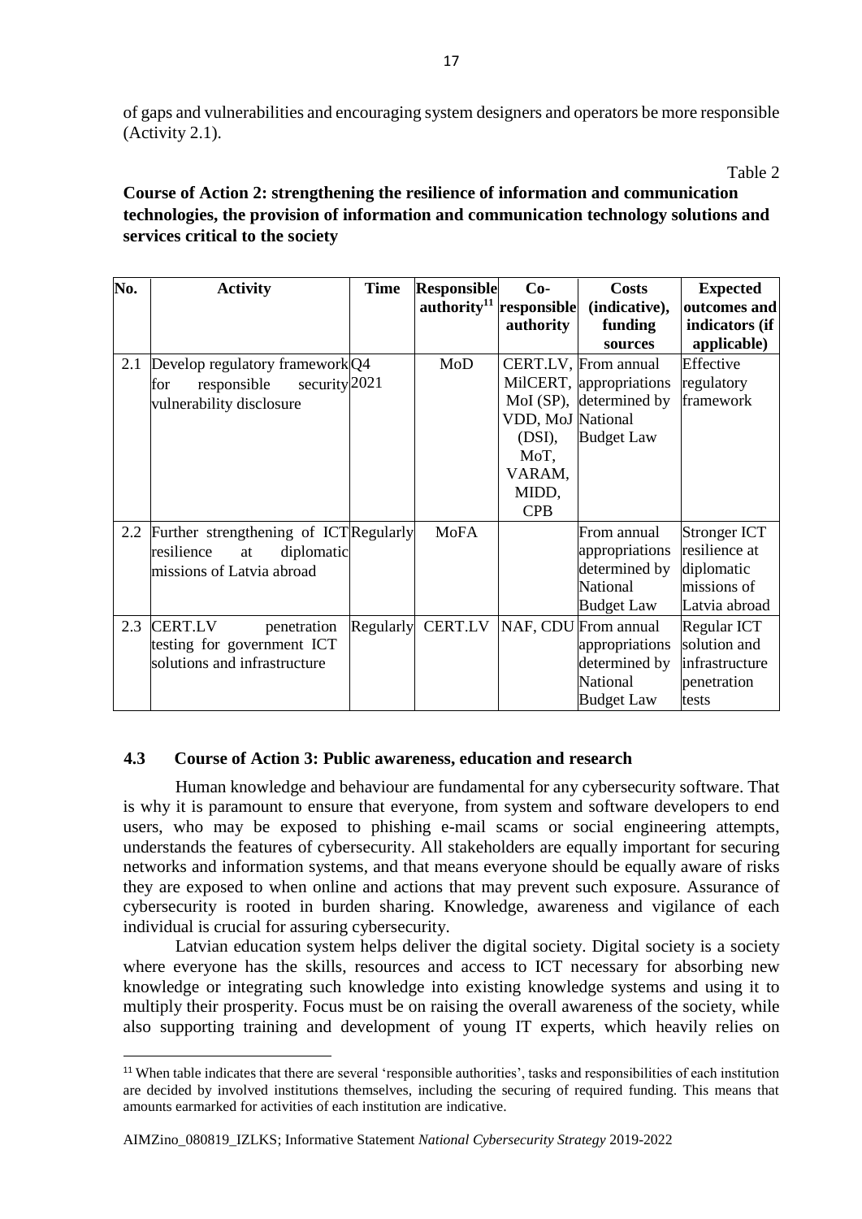of gaps and vulnerabilities and encouraging system designers and operators be more responsible (Activity 2.1).

Table 2

**Course of Action 2: strengthening the resilience of information and communication technologies, the provision of information and communication technology solutions and services critical to the society**

| No. | Activity | Time | Responsible authority[11] | Co-responsible authority | Costs (indicative), funding sources | Expected outcomes and indicators (if applicable) |
|---|---|---|---|---|---|---|
| 2.1 | Develop regulatory framework for responsible security vulnerability disclosure | Q4 2021 | MoD | CERT.LV, MilCERT, MoI (SP), VDD, MoJ (DSI), MoT, VARAM, MIDD, CPB | From annual appropriations determined by National Budget Law | Effective regulatory framework |
| 2.2 | Further strengthening of ICT resilience at diplomatic missions of Latvia abroad | Regularly | MoFA | | From annual appropriations determined by National Budget Law | Stronger ICT resilience at diplomatic missions of Latvia abroad |
| 2.3 | CERT.LV penetration testing for government ICT solutions and infrastructure | Regularly | CERT.LV | NAF, CDU | From annual appropriations determined by National Budget Law | Regular ICT solution and infrastructure penetration tests |

### 4.3 Course of Action 3: Public awareness, education and research

Human knowledge and behaviour are fundamental for any cybersecurity software. That is why it is paramount to ensure that everyone, from system and software developers to end users, who may be exposed to phishing e-mail scams or social engineering attempts, understands the features of cybersecurity. All stakeholders are equally important for securing networks and information systems, and that means everyone should be equally aware of risks they are exposed to when online and actions that may prevent such exposure. Assurance of cybersecurity is rooted in burden sharing. Knowledge, awareness and vigilance of each individual is crucial for assuring cybersecurity.

Latvian education system helps deliver the digital society. Digital society is a society where everyone has the skills, resources and access to ICT necessary for absorbing new knowledge or integrating such knowledge into existing knowledge systems and using it to multiply their prosperity. Focus must be on raising the overall awareness of the society, while also supporting training and development of young IT experts, which heavily relies on

[11] When table indicates that there are several 'responsible authorities', tasks and responsibilities of each institution are decided by involved institutions themselves, including the securing of required funding. This means that amounts earmarked for activities of each institution are indicative.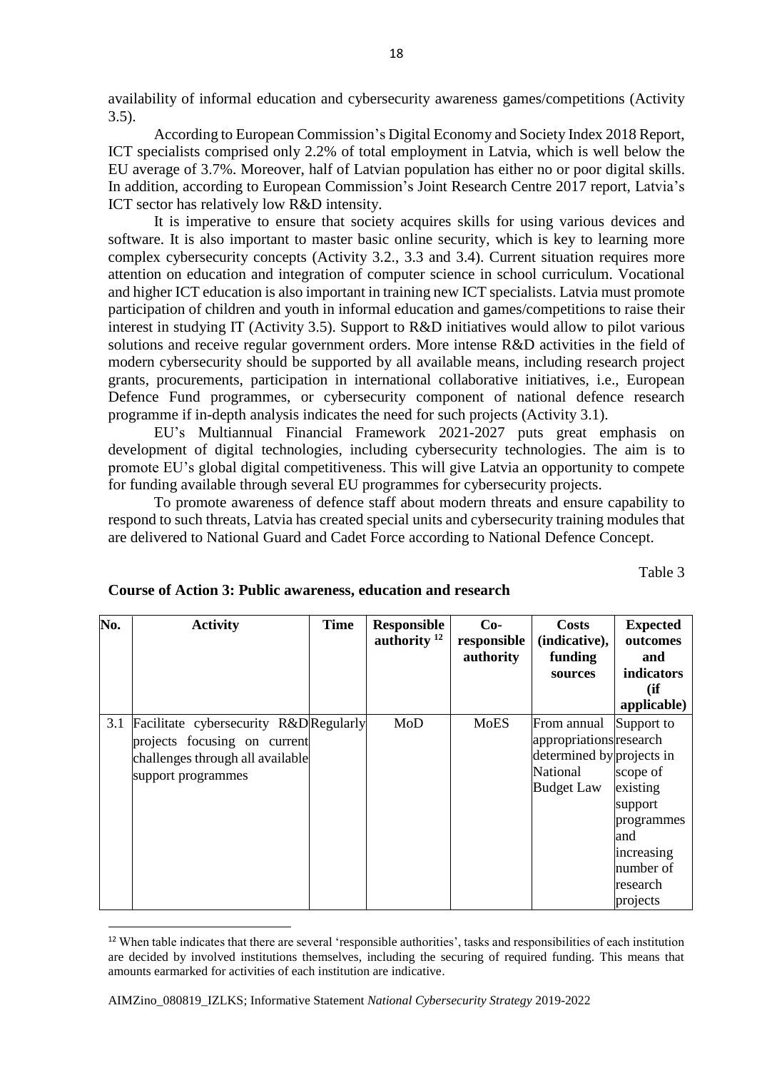availability of informal education and cybersecurity awareness games/competitions (Activity 3.5).

According to European Commission's Digital Economy and Society Index 2018 Report, ICT specialists comprised only 2.2% of total employment in Latvia, which is well below the EU average of 3.7%. Moreover, half of Latvian population has either no or poor digital skills. In addition, according to European Commission's Joint Research Centre 2017 report, Latvia's ICT sector has relatively low R&D intensity.

It is imperative to ensure that society acquires skills for using various devices and software. It is also important to master basic online security, which is key to learning more complex cybersecurity concepts (Activity 3.2., 3.3 and 3.4). Current situation requires more attention on education and integration of computer science in school curriculum. Vocational and higher ICT education is also important in training new ICT specialists. Latvia must promote participation of children and youth in informal education and games/competitions to raise their interest in studying IT (Activity 3.5). Support to R&D initiatives would allow to pilot various solutions and receive regular government orders. More intense R&D activities in the field of modern cybersecurity should be supported by all available means, including research project grants, procurements, participation in international collaborative initiatives, i.e., European Defence Fund programmes, or cybersecurity component of national defence research programme if in-depth analysis indicates the need for such projects (Activity 3.1).

EU's Multiannual Financial Framework 2021-2027 puts great emphasis on development of digital technologies, including cybersecurity technologies. The aim is to promote EU's global digital competitiveness. This will give Latvia an opportunity to compete for funding available through several EU programmes for cybersecurity projects.

To promote awareness of defence staff about modern threats and ensure capability to respond to such threats, Latvia has created special units and cybersecurity training modules that are delivered to National Guard and Cadet Force according to National Defence Concept.

Table 3

**Course of Action 3: Public awareness, education and research**

| No. | Activity | Time | Responsible authority [12] | Co-responsible authority | Costs (indicative), funding sources | Expected outcomes and indicators (if applicable) |
|---|---|---|---|---|---|---|
| 3.1 | Facilitate cybersecurity R&D projects focusing on current challenges through all available support programmes | Regularly | MoD | MoES | From annual appropriations determined by National Budget Law | Support to research projects in scope of existing support programmes and increasing number of research projects |

[12] When table indicates that there are several 'responsible authorities', tasks and responsibilities of each institution are decided by involved institutions themselves, including the securing of required funding. This means that amounts earmarked for activities of each institution are indicative.

AIMZino_080819_IZLKS; Informative Statement *National Cybersecurity Strategy* 2019-2022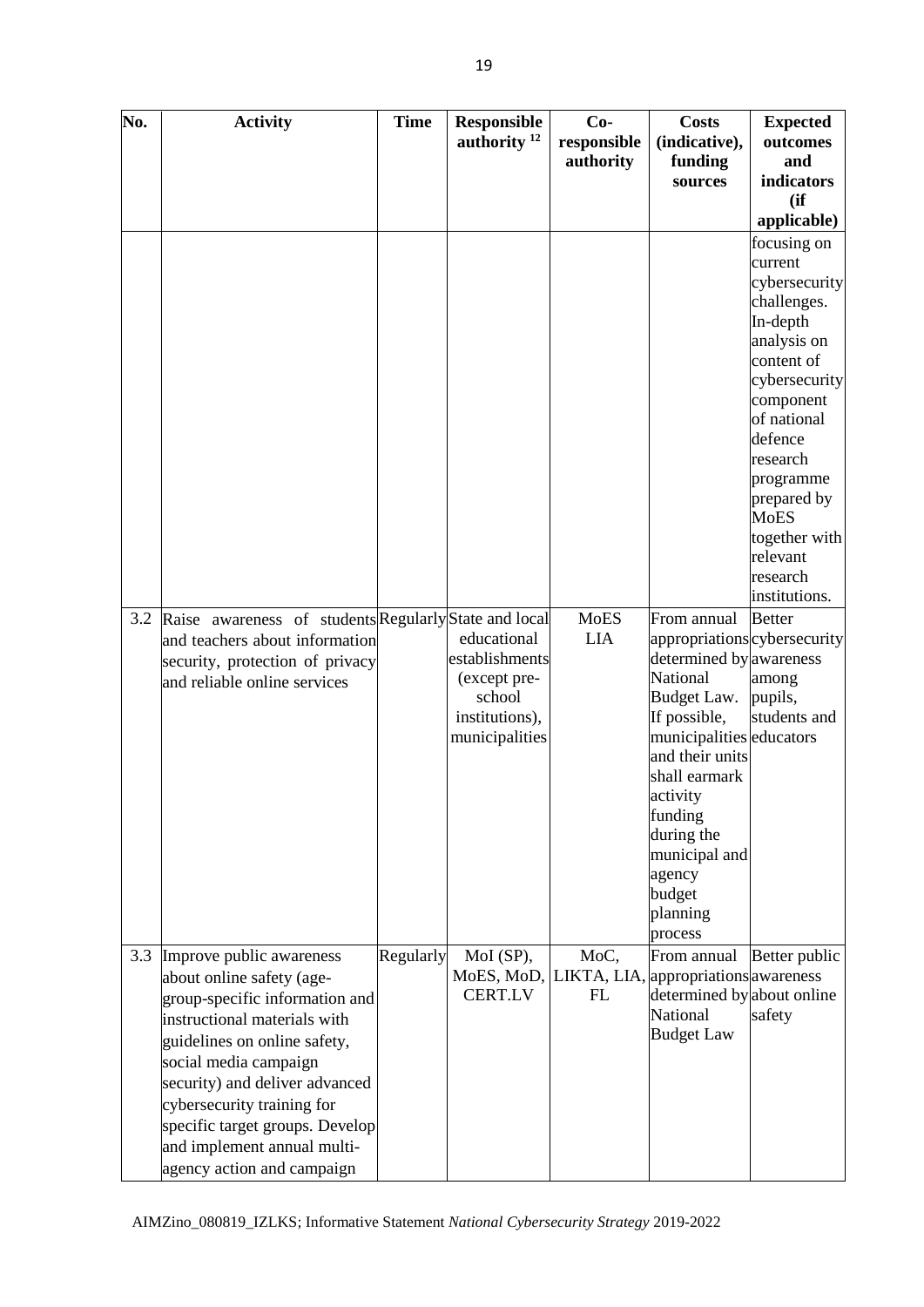| No. | Activity | Time | Responsible authority [12] | Co-responsible authority | Costs (indicative), funding sources | Expected outcomes and indicators (if applicable) |
|---|---|---|---|---|---|---|
| | | | | | | focusing on current cybersecurity challenges. In-depth analysis on content of cybersecurity component of national defence research programme prepared by MoES together with relevant research institutions. |
| 3.2 | Raise awareness of students and teachers about information security, protection of privacy and reliable online services | Regularly | State and local educational establishments (except pre-school institutions), municipalities | MoES LIA | From annual appropriations determined by National Budget Law. If possible, municipalities and their units shall earmark activity funding during the municipal and agency budget planning process | Better cybersecurity awareness among pupils, students and educators |
| 3.3 | Improve public awareness about online safety (age-group-specific information and instructional materials with guidelines on online safety, social media campaign security) and deliver advanced cybersecurity training for specific target groups. Develop and implement annual multi-agency action and campaign | Regularly | MoI (SP), MoES, MoD, CERT.LV | MoC, LIKTA, LIA, FL | From annual appropriations determined by National Budget Law | Better public awareness about online safety |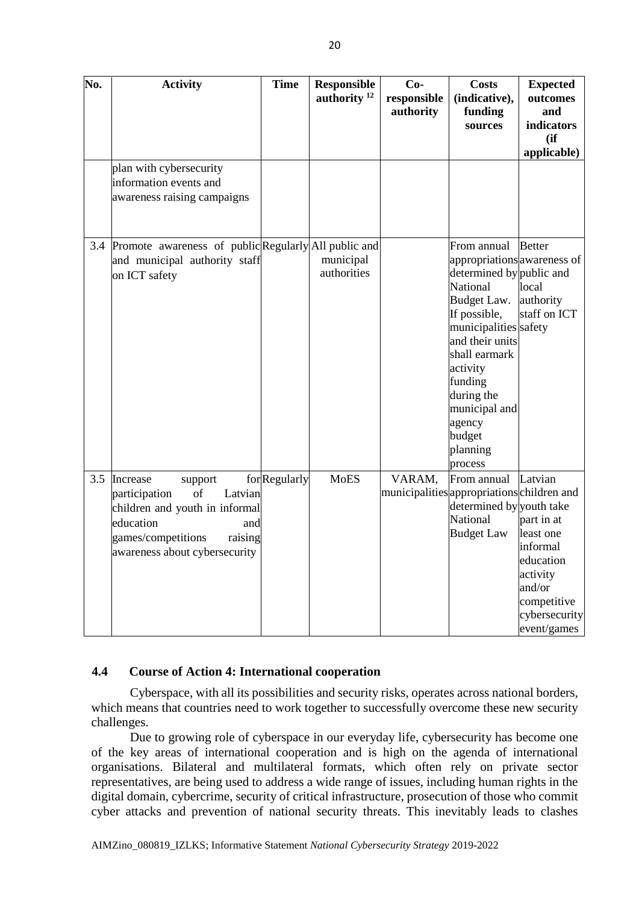| No. | Activity | Time | Responsible authority [12] | Co-responsible authority | Costs (indicative), funding sources | Expected outcomes and indicators (if applicable) |
|---|---|---|---|---|---|---|
| | plan with cybersecurity information events and awareness raising campaigns | | | | | |
| 3.4 | Promote awareness of public and municipal authority staff on ICT safety | Regularly | All public and municipal authorities | | From annual appropriations determined by National Budget Law. If possible, municipalities and their units shall earmark activity funding during the municipal and agency budget planning process | Better awareness of public and local authority staff on ICT safety |
| 3.5 | Increase support for participation of Latvian children and youth in informal education and games/competitions raising awareness about cybersecurity | Regularly | MoES | VARAM, municipalities | From annual appropriations determined by National Budget Law | Latvian children and youth take part in at least one informal education activity and/or competitive cybersecurity event/games |

## 4.4 Course of Action 4: International cooperation

Cyberspace, with all its possibilities and security risks, operates across national borders, which means that countries need to work together to successfully overcome these new security challenges.

Due to growing role of cyberspace in our everyday life, cybersecurity has become one of the key areas of international cooperation and is high on the agenda of international organisations. Bilateral and multilateral formats, which often rely on private sector representatives, are being used to address a wide range of issues, including human rights in the digital domain, cybercrime, security of critical infrastructure, prosecution of those who commit cyber attacks and prevention of national security threats. This inevitably leads to clashes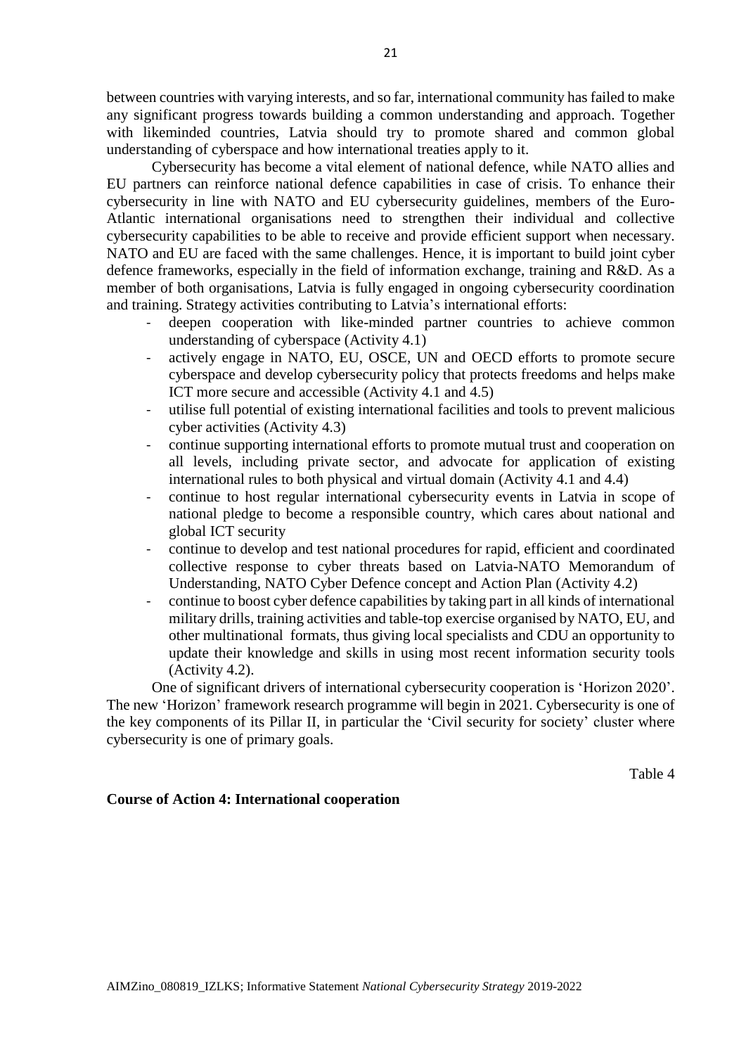between countries with varying interests, and so far, international community has failed to make any significant progress towards building a common understanding and approach. Together with likeminded countries, Latvia should try to promote shared and common global understanding of cyberspace and how international treaties apply to it.

Cybersecurity has become a vital element of national defence, while NATO allies and EU partners can reinforce national defence capabilities in case of crisis. To enhance their cybersecurity in line with NATO and EU cybersecurity guidelines, members of the Euro-Atlantic international organisations need to strengthen their individual and collective cybersecurity capabilities to be able to receive and provide efficient support when necessary. NATO and EU are faced with the same challenges. Hence, it is important to build joint cyber defence frameworks, especially in the field of information exchange, training and R&D. As a member of both organisations, Latvia is fully engaged in ongoing cybersecurity coordination and training. Strategy activities contributing to Latvia's international efforts:

- deepen cooperation with like-minded partner countries to achieve common understanding of cyberspace (Activity 4.1)
- actively engage in NATO, EU, OSCE, UN and OECD efforts to promote secure cyberspace and develop cybersecurity policy that protects freedoms and helps make ICT more secure and accessible (Activity 4.1 and 4.5)
- utilise full potential of existing international facilities and tools to prevent malicious cyber activities (Activity 4.3)
- continue supporting international efforts to promote mutual trust and cooperation on all levels, including private sector, and advocate for application of existing international rules to both physical and virtual domain (Activity 4.1 and 4.4)
- continue to host regular international cybersecurity events in Latvia in scope of national pledge to become a responsible country, which cares about national and global ICT security
- continue to develop and test national procedures for rapid, efficient and coordinated collective response to cyber threats based on Latvia-NATO Memorandum of Understanding, NATO Cyber Defence concept and Action Plan (Activity 4.2)
- continue to boost cyber defence capabilities by taking part in all kinds of international military drills, training activities and table-top exercise organised by NATO, EU, and other multinational formats, thus giving local specialists and CDU an opportunity to update their knowledge and skills in using most recent information security tools (Activity 4.2).

One of significant drivers of international cybersecurity cooperation is 'Horizon 2020'. The new 'Horizon' framework research programme will begin in 2021. Cybersecurity is one of the key components of its Pillar II, in particular the 'Civil security for society' cluster where cybersecurity is one of primary goals.

Table 4

**Course of Action 4: International cooperation**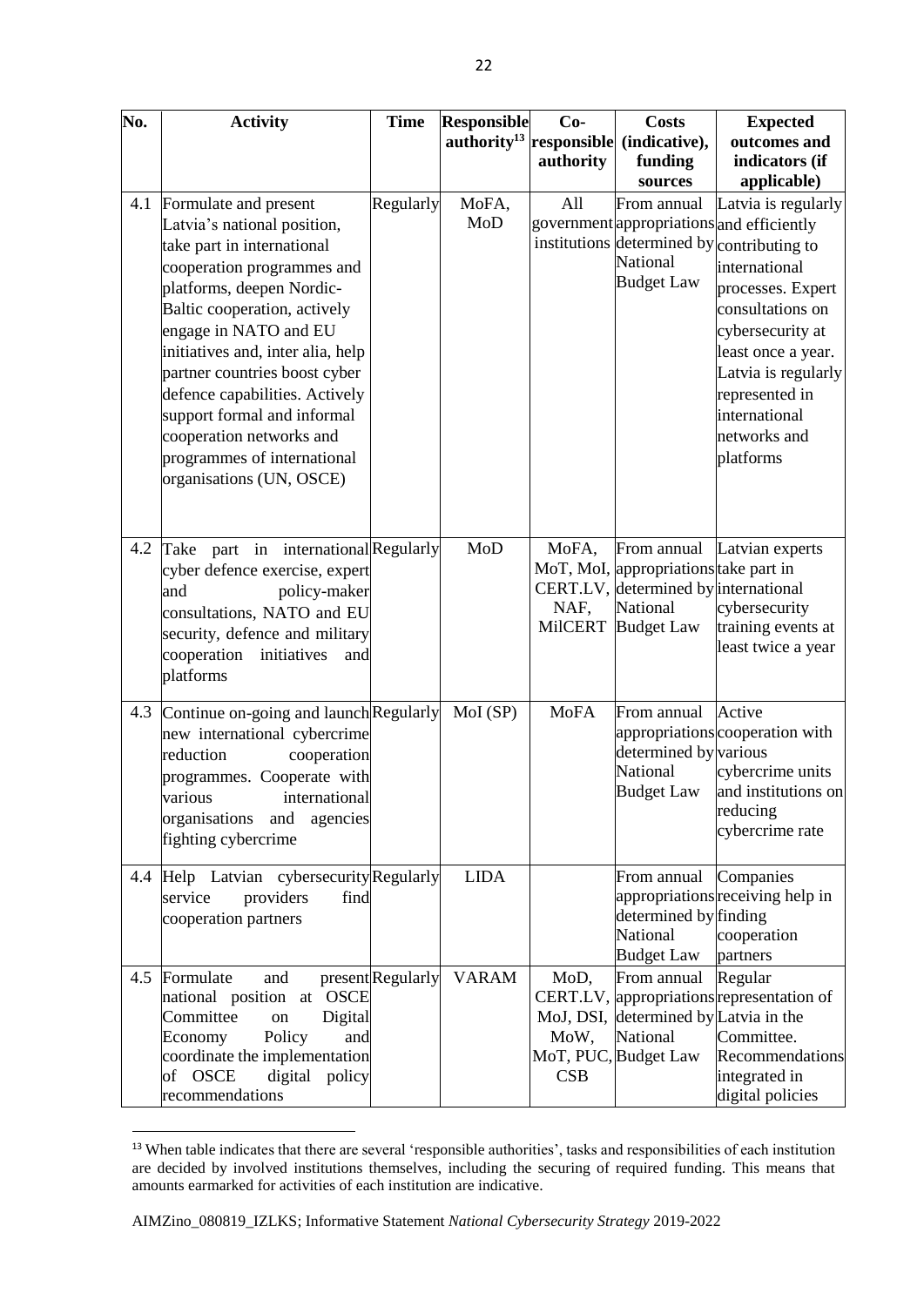| No. | Activity | Time | Responsible authority[13] | Co-responsible authority | Costs (indicative), funding sources | Expected outcomes and indicators (if applicable) |
|---|---|---|---|---|---|---|
| 4.1 | Formulate and present Latvia's national position, take part in international cooperation programmes and platforms, deepen Nordic-Baltic cooperation, actively engage in NATO and EU initiatives and, inter alia, help partner countries boost cyber defence capabilities. Actively support formal and informal cooperation networks and programmes of international organisations (UN, OSCE) | Regularly | MoFA, MoD | All government institutions | From annual appropriations determined by National Budget Law | Latvia is regularly and efficiently contributing to international processes. Expert consultations on cybersecurity at least once a year. Latvia is regularly represented in international networks and platforms |
| 4.2 | Take part in international cyber defence exercise, expert and policy-maker consultations, NATO and EU security, defence and military cooperation initiatives and platforms | Regularly | MoD | MoFA, MoT, MoI, CERT.LV, NAF, MilCERT | From annual appropriations determined by National Budget Law | Latvian experts take part in international cybersecurity training events at least twice a year |
| 4.3 | Continue on-going and launch new international cybercrime reduction cooperation programmes. Cooperate with various international organisations and agencies fighting cybercrime | Regularly | MoI (SP) | MoFA | From annual appropriations determined by National Budget Law | Active cooperation with various cybercrime units and institutions on reducing cybercrime rate |
| 4.4 | Help Latvian cybersecurity service providers find cooperation partners | Regularly | LIDA | | From annual appropriations determined by National Budget Law | Companies receiving help in finding cooperation partners |
| 4.5 | Formulate and present national position at OSCE Committee on Digital Economy Policy and coordinate the implementation of OSCE digital policy recommendations | Regularly | VARAM | MoD, CERT.LV, MoJ, DSI, MoW, MoT, PUC, CSB | From annual appropriations determined by National Budget Law | Regular representation of Latvia in the Committee. Recommendations integrated in digital policies |

[13] When table indicates that there are several 'responsible authorities', tasks and responsibilities of each institution are decided by involved institutions themselves, including the securing of required funding. This means that amounts earmarked for activities of each institution are indicative.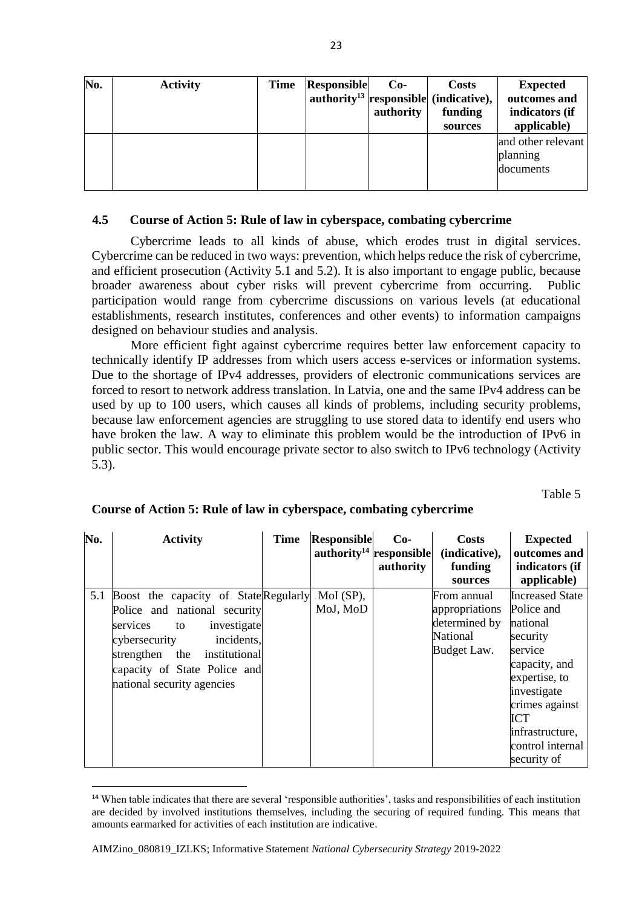| No. | Activity | Time | Responsible authority[13] | Co-responsible authority | Costs (indicative), funding sources | Expected outcomes and indicators (if applicable) |
|---|---|---|---|---|---|---|
| | | | | | | and other relevant planning documents |

### 4.5 Course of Action 5: Rule of law in cyberspace, combating cybercrime

Cybercrime leads to all kinds of abuse, which erodes trust in digital services. Cybercrime can be reduced in two ways: prevention, which helps reduce the risk of cybercrime, and efficient prosecution (Activity 5.1 and 5.2). It is also important to engage public, because broader awareness about cyber risks will prevent cybercrime from occurring. Public participation would range from cybercrime discussions on various levels (at educational establishments, research institutes, conferences and other events) to information campaigns designed on behaviour studies and analysis.

More efficient fight against cybercrime requires better law enforcement capacity to technically identify IP addresses from which users access e-services or information systems. Due to the shortage of IPv4 addresses, providers of electronic communications services are forced to resort to network address translation. In Latvia, one and the same IPv4 address can be used by up to 100 users, which causes all kinds of problems, including security problems, because law enforcement agencies are struggling to use stored data to identify end users who have broken the law. A way to eliminate this problem would be the introduction of IPv6 in public sector. This would encourage private sector to also switch to IPv6 technology (Activity 5.3).

Table 5

**Course of Action 5: Rule of law in cyberspace, combating cybercrime**

| No. | Activity | Time | Responsible authority[14] | Co-responsible authority | Costs (indicative), funding sources | Expected outcomes and indicators (if applicable) |
|---|---|---|---|---|---|---|
| 5.1 | Boost the capacity of State Police and national security services to investigate cybersecurity incidents, strengthen the institutional capacity of State Police and national security agencies | Regularly | MoI (SP), MoJ, MoD | | From annual appropriations determined by National Budget Law. | Increased State Police and national security service capacity, and expertise, to investigate crimes against ICT infrastructure, control internal security of |

[14] When table indicates that there are several 'responsible authorities', tasks and responsibilities of each institution are decided by involved institutions themselves, including the securing of required funding. This means that amounts earmarked for activities of each institution are indicative.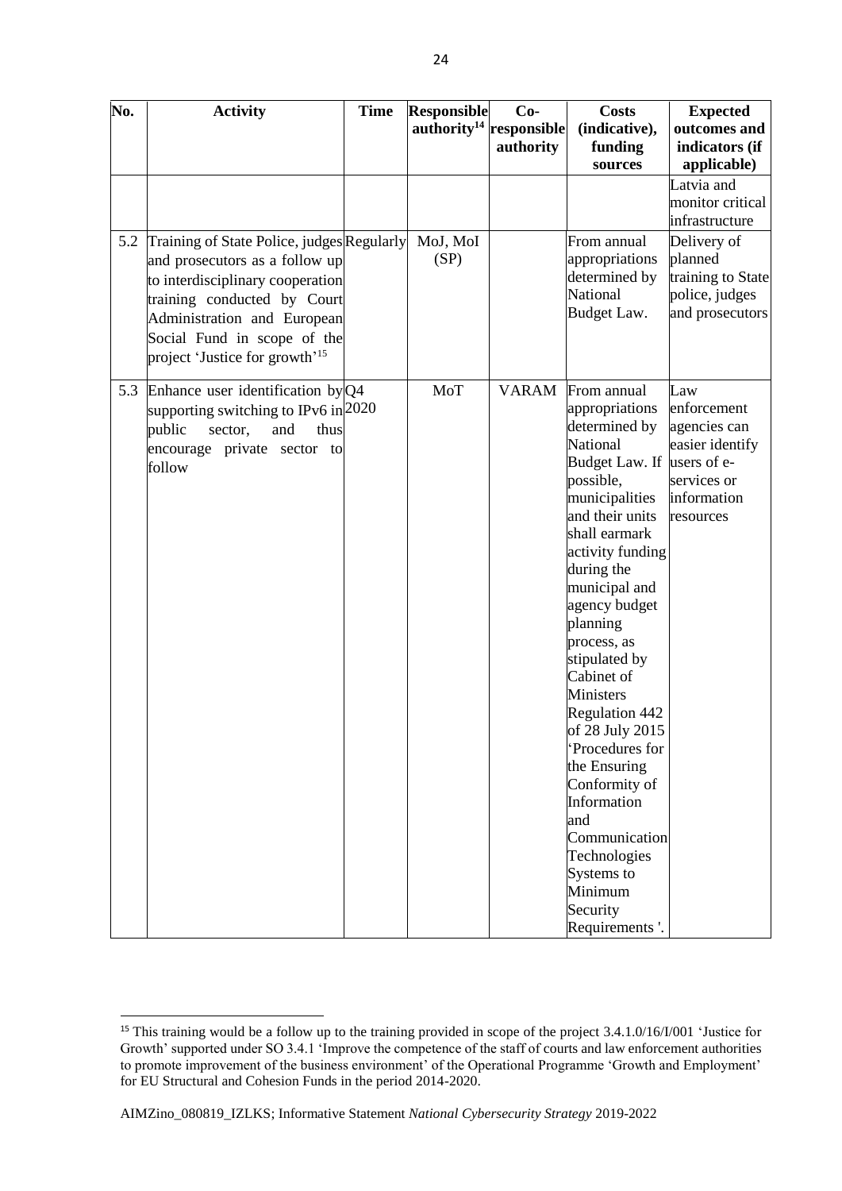| No. | Activity | Time | Responsible authority[14] | Co-responsible authority | Costs (indicative), funding sources | Expected outcomes and indicators (if applicable) |
|---|---|---|---|---|---|---|
| | | | | | | Latvia and monitor critical infrastructure |
| 5.2 | Training of State Police, judges and prosecutors as a follow up to interdisciplinary cooperation training conducted by Court Administration and European Social Fund in scope of the project 'Justice for growth'[15] | Regularly | MoJ, MoI (SP) | | From annual appropriations determined by National Budget Law. | Delivery of planned training to State police, judges and prosecutors |
| 5.3 | Enhance user identification by supporting switching to IPv6 in public sector, and thus encourage private sector to follow | Q4 2020 | MoT | VARAM | From annual appropriations determined by National Budget Law. If possible, municipalities and their units shall earmark activity funding during the municipal and agency budget planning process, as stipulated by Cabinet of Ministers Regulation 442 of 28 July 2015 'Procedures for the Ensuring Conformity of Information and Communication Technologies Systems to Minimum Security Requirements '. | Law enforcement agencies can easier identify users of e-services or information resources |

[15] This training would be a follow up to the training provided in scope of the project 3.4.1.0/16/I/001 'Justice for Growth' supported under SO 3.4.1 'Improve the competence of the staff of courts and law enforcement authorities to promote improvement of the business environment' of the Operational Programme 'Growth and Employment' for EU Structural and Cohesion Funds in the period 2014-2020.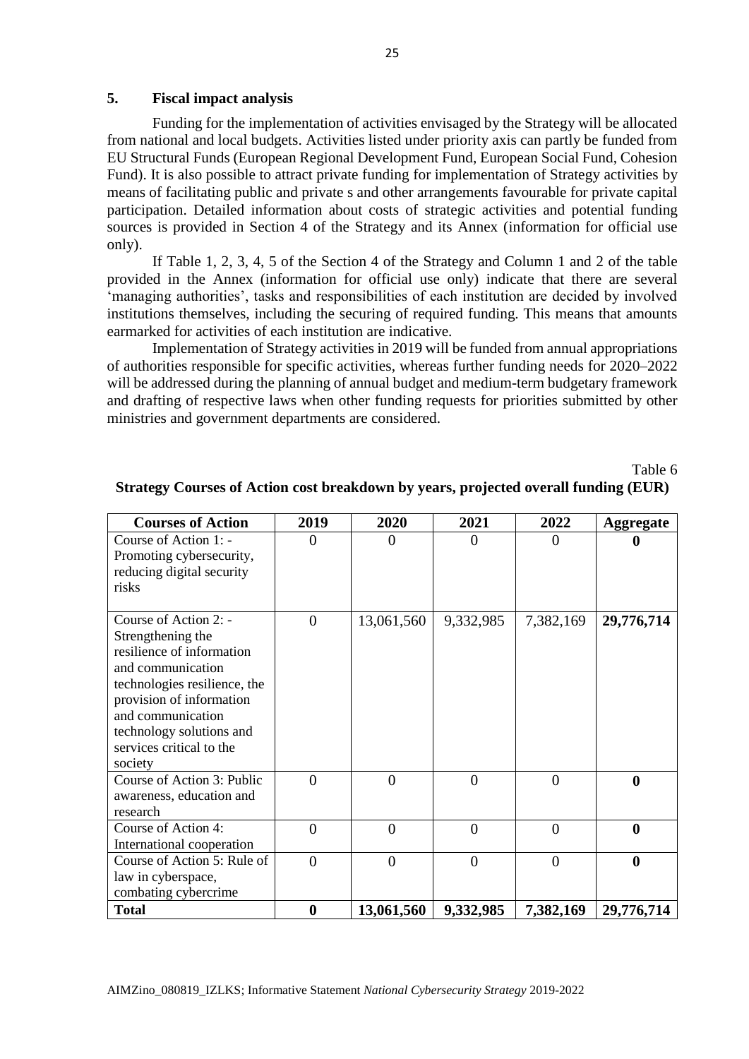## 5. Fiscal impact analysis

Funding for the implementation of activities envisaged by the Strategy will be allocated from national and local budgets. Activities listed under priority axis can partly be funded from EU Structural Funds (European Regional Development Fund, European Social Fund, Cohesion Fund). It is also possible to attract private funding for implementation of Strategy activities by means of facilitating public and private s and other arrangements favourable for private capital participation. Detailed information about costs of strategic activities and potential funding sources is provided in Section 4 of the Strategy and its Annex (information for official use only).

If Table 1, 2, 3, 4, 5 of the Section 4 of the Strategy and Column 1 and 2 of the table provided in the Annex (information for official use only) indicate that there are several 'managing authorities', tasks and responsibilities of each institution are decided by involved institutions themselves, including the securing of required funding. This means that amounts earmarked for activities of each institution are indicative.

Implementation of Strategy activities in 2019 will be funded from annual appropriations of authorities responsible for specific activities, whereas further funding needs for 2020–2022 will be addressed during the planning of annual budget and medium-term budgetary framework and drafting of respective laws when other funding requests for priorities submitted by other ministries and government departments are considered.

Table 6

**Strategy Courses of Action cost breakdown by years, projected overall funding (EUR)**

| Courses of Action | 2019 | 2020 | 2021 | 2022 | Aggregate |
|---|---|---|---|---|---|
| Course of Action 1: - Promoting cybersecurity, reducing digital security risks | 0 | 0 | 0 | 0 | **0** |
| Course of Action 2: - Strengthening the resilience of information and communication technologies resilience, the provision of information and communication technology solutions and services critical to the society | 0 | 13,061,560 | 9,332,985 | 7,382,169 | **29,776,714** |
| Course of Action 3: Public awareness, education and research | 0 | 0 | 0 | 0 | **0** |
| Course of Action 4: International cooperation | 0 | 0 | 0 | 0 | **0** |
| Course of Action 5: Rule of law in cyberspace, combating cybercrime | 0 | 0 | 0 | 0 | **0** |
| **Total** | **0** | **13,061,560** | **9,332,985** | **7,382,169** | **29,776,714** |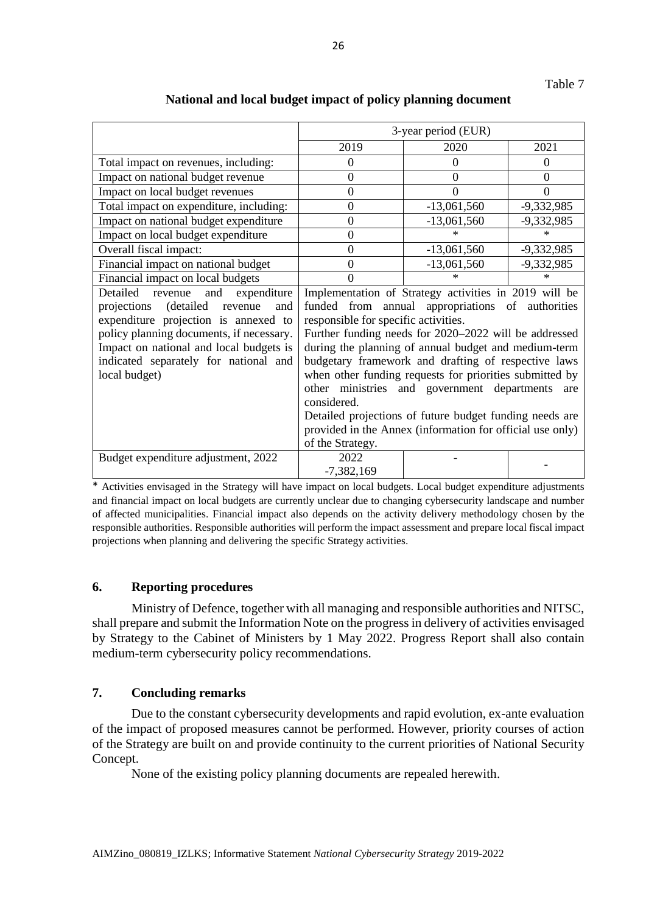Table 7

**National and local budget impact of policy planning document**

| | 3-year period (EUR) | | |
|---|---|---|---|
| | 2019 | 2020 | 2021 |
| Total impact on revenues, including: | 0 | 0 | 0 |
| Impact on national budget revenue | 0 | 0 | 0 |
| Impact on local budget revenues | 0 | 0 | 0 |
| Total impact on expenditure, including: | 0 | -13,061,560 | -9,332,985 |
| Impact on national budget expenditure | 0 | -13,061,560 | -9,332,985 |
| Impact on local budget expenditure | 0 | * | * |
| Overall fiscal impact: | 0 | -13,061,560 | -9,332,985 |
| Financial impact on national budget | 0 | -13,061,560 | -9,332,985 |
| Financial impact on local budgets | 0 | * | * |
| Detailed revenue and expenditure projections (detailed revenue and expenditure projection is annexed to policy planning documents, if necessary. Impact on national and local budgets is indicated separately for national and local budget) | Implementation of Strategy activities in 2019 will be funded from annual appropriations of authorities responsible for specific activities. Further funding needs for 2020–2022 will be addressed during the planning of annual budget and medium-term budgetary framework and drafting of respective laws when other funding requests for priorities submitted by other ministries and government departments are considered. Detailed projections of future budget funding needs are provided in the Annex (information for official use only) of the Strategy. | | |
| Budget expenditure adjustment, 2022 | 2022 -7,382,169 | - | - |

\* Activities envisaged in the Strategy will have impact on local budgets. Local budget expenditure adjustments and financial impact on local budgets are currently unclear due to changing cybersecurity landscape and number of affected municipalities. Financial impact also depends on the activity delivery methodology chosen by the responsible authorities. Responsible authorities will perform the impact assessment and prepare local fiscal impact projections when planning and delivering the specific Strategy activities.

## 6. Reporting procedures

Ministry of Defence, together with all managing and responsible authorities and NITSC, shall prepare and submit the Information Note on the progress in delivery of activities envisaged by Strategy to the Cabinet of Ministers by 1 May 2022. Progress Report shall also contain medium-term cybersecurity policy recommendations.

## 7. Concluding remarks

Due to the constant cybersecurity developments and rapid evolution, ex-ante evaluation of the impact of proposed measures cannot be performed. However, priority courses of action of the Strategy are built on and provide continuity to the current priorities of National Security Concept.

None of the existing policy planning documents are repealed herewith.